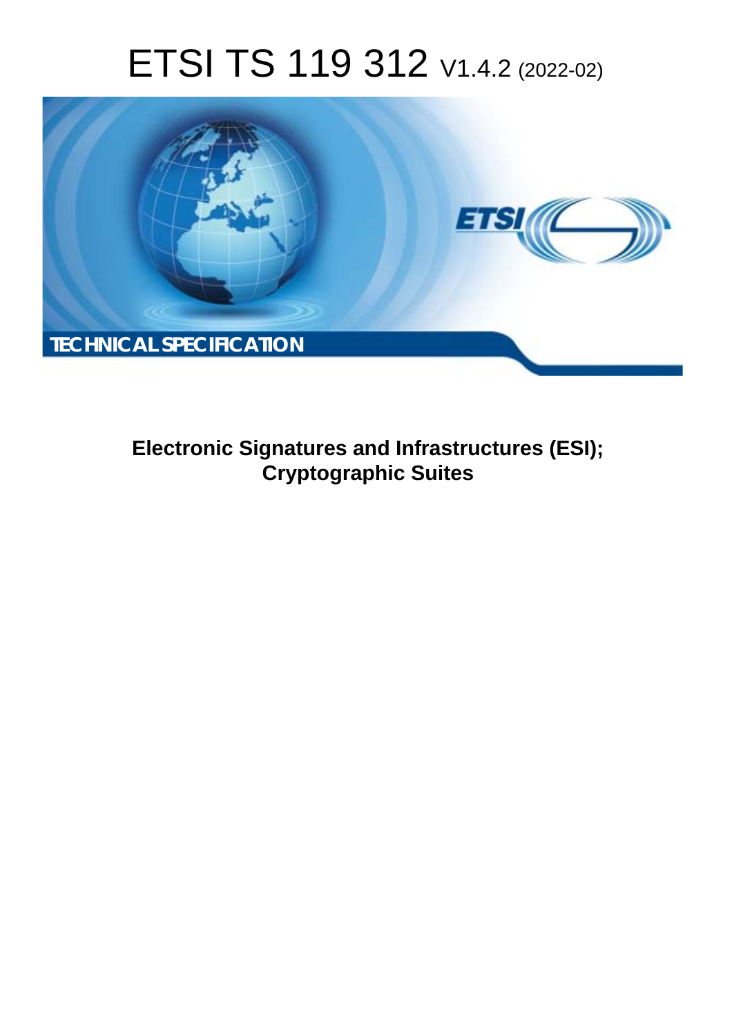# ETSI TS 119 312 V1.4.2 (2022-02)

TECHNICAL SPECIFICATION

**Electronic Signatures and Infrastructures (ESI); Cryptographic Suites**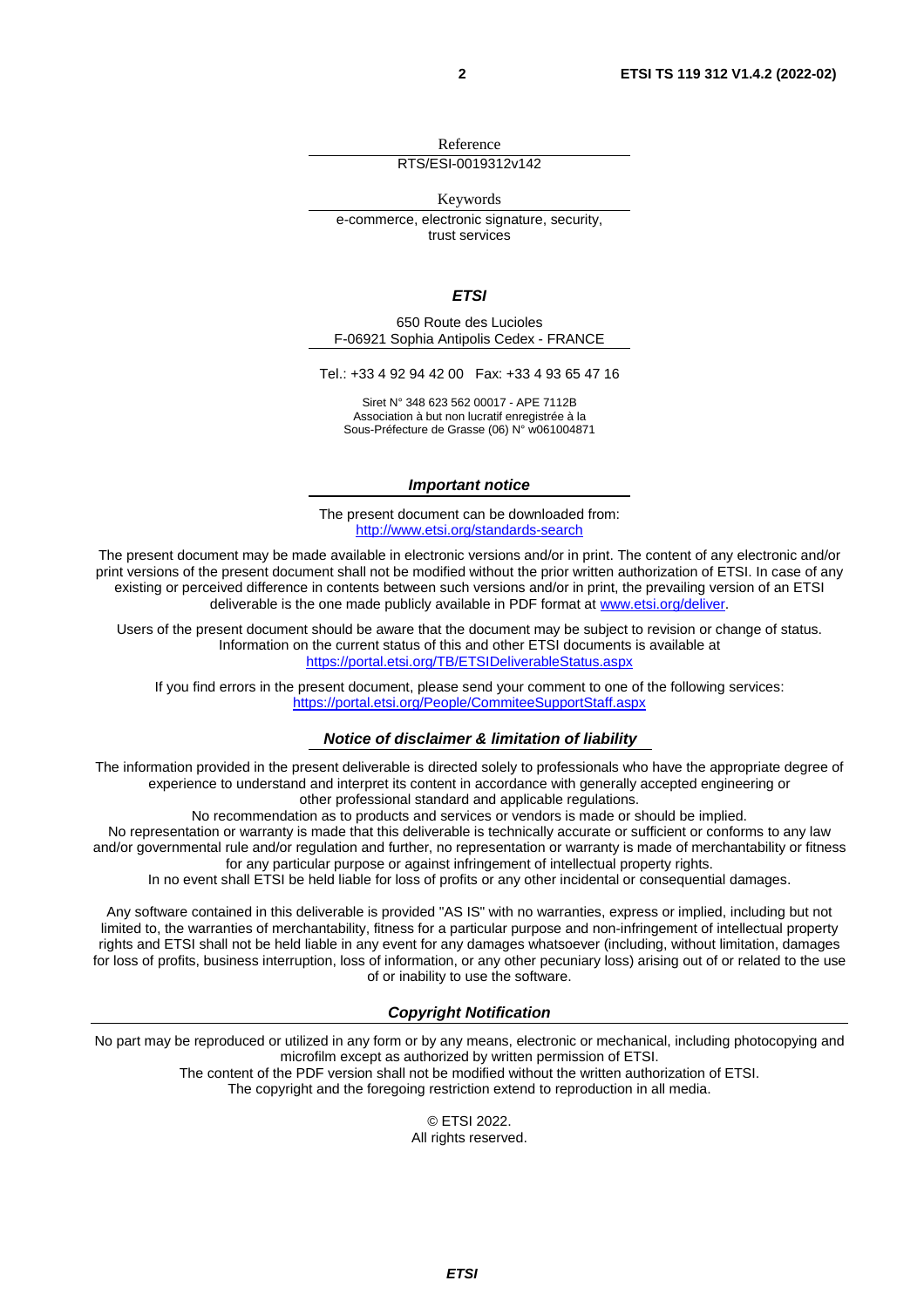Reference

RTS/ESI-0019312v142

Keywords

e-commerce, electronic signature, security, trust services

***ETSI***

650 Route des Lucioles
F-06921 Sophia Antipolis Cedex - FRANCE

Tel.: +33 4 92 94 42 00   Fax: +33 4 93 65 47 16

Siret N° 348 623 562 00017 - APE 7112B
Association à but non lucratif enregistrée à la
Sous-Préfecture de Grasse (06) N° w061004871

***Important notice***

The present document can be downloaded from:
http://www.etsi.org/standards-search

The present document may be made available in electronic versions and/or in print. The content of any electronic and/or print versions of the present document shall not be modified without the prior written authorization of ETSI. In case of any existing or perceived difference in contents between such versions and/or in print, the prevailing version of an ETSI deliverable is the one made publicly available in PDF format at www.etsi.org/deliver.

Users of the present document should be aware that the document may be subject to revision or change of status. Information on the current status of this and other ETSI documents is available at https://portal.etsi.org/TB/ETSIDeliverableStatus.aspx

If you find errors in the present document, please send your comment to one of the following services:
https://portal.etsi.org/People/CommiteeSupportStaff.aspx

***Notice of disclaimer & limitation of liability***

The information provided in the present deliverable is directed solely to professionals who have the appropriate degree of experience to understand and interpret its content in accordance with generally accepted engineering or other professional standard and applicable regulations.
No recommendation as to products and services or vendors is made or should be implied.
No representation or warranty is made that this deliverable is technically accurate or sufficient or conforms to any law and/or governmental rule and/or regulation and further, no representation or warranty is made of merchantability or fitness for any particular purpose or against infringement of intellectual property rights.
In no event shall ETSI be held liable for loss of profits or any other incidental or consequential damages.

Any software contained in this deliverable is provided "AS IS" with no warranties, express or implied, including but not limited to, the warranties of merchantability, fitness for a particular purpose and non-infringement of intellectual property rights and ETSI shall not be held liable in any event for any damages whatsoever (including, without limitation, damages for loss of profits, business interruption, loss of information, or any other pecuniary loss) arising out of or related to the use of or inability to use the software.

***Copyright Notification***

No part may be reproduced or utilized in any form or by any means, electronic or mechanical, including photocopying and microfilm except as authorized by written permission of ETSI.
The content of the PDF version shall not be modified without the written authorization of ETSI.
The copyright and the foregoing restriction extend to reproduction in all media.

© ETSI 2022.
All rights reserved.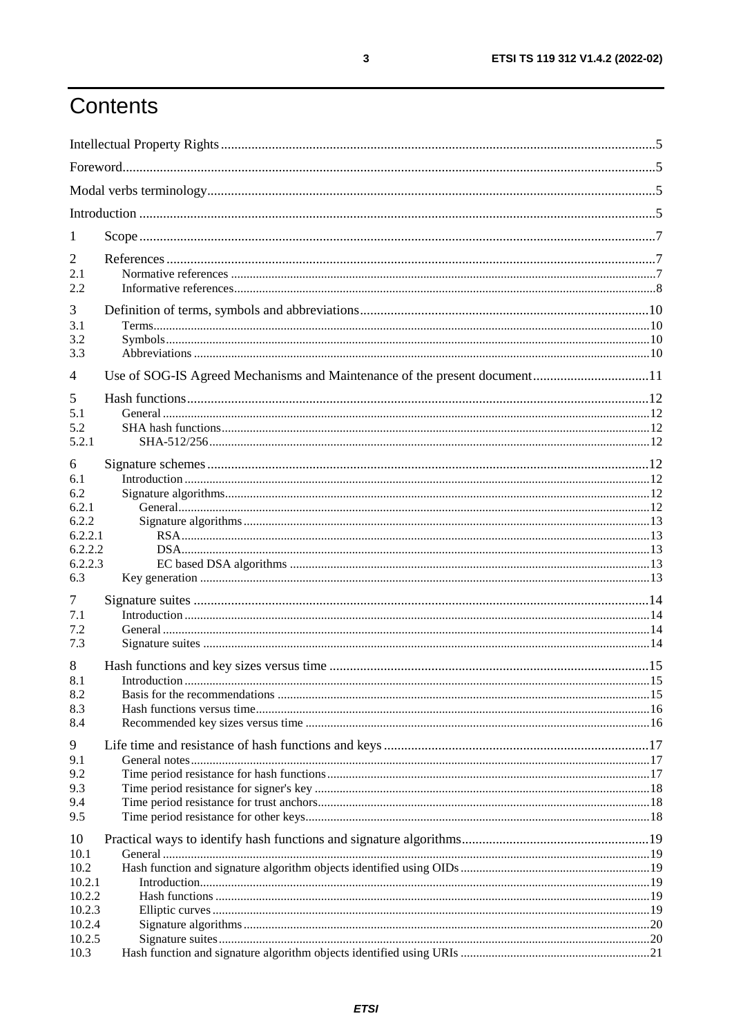# Contents

Intellectual Property Rights .......... 5
Foreword .......... 5
Modal verbs terminology .......... 5
Introduction .......... 5

1 Scope .......... 7

2 References .......... 7
2.1 Normative references .......... 7
2.2 Informative references .......... 8

3 Definition of terms, symbols and abbreviations .......... 10
3.1 Terms .......... 10
3.2 Symbols .......... 10
3.3 Abbreviations .......... 10

4 Use of SOG-IS Agreed Mechanisms and Maintenance of the present document .......... 11

5 Hash functions .......... 12
5.1 General .......... 12
5.2 SHA hash functions .......... 12
5.2.1 SHA-512/256 .......... 12

6 Signature schemes .......... 12
6.1 Introduction .......... 12
6.2 Signature algorithms .......... 12
6.2.1 General .......... 12
6.2.2 Signature algorithms .......... 13
6.2.2.1 RSA .......... 13
6.2.2.2 DSA .......... 13
6.2.2.3 EC based DSA algorithms .......... 13
6.3 Key generation .......... 13

7 Signature suites .......... 14
7.1 Introduction .......... 14
7.2 General .......... 14
7.3 Signature suites .......... 14

8 Hash functions and key sizes versus time .......... 15
8.1 Introduction .......... 15
8.2 Basis for the recommendations .......... 15
8.3 Hash functions versus time .......... 16
8.4 Recommended key sizes versus time .......... 16

9 Life time and resistance of hash functions and keys .......... 17
9.1 General notes .......... 17
9.2 Time period resistance for hash functions .......... 17
9.3 Time period resistance for signer's key .......... 18
9.4 Time period resistance for trust anchors .......... 18
9.5 Time period resistance for other keys .......... 18

10 Practical ways to identify hash functions and signature algorithms .......... 19
10.1 General .......... 19
10.2 Hash function and signature algorithm objects identified using OIDs .......... 19
10.2.1 Introduction .......... 19
10.2.2 Hash functions .......... 19
10.2.3 Elliptic curves .......... 19
10.2.4 Signature algorithms .......... 20
10.2.5 Signature suites .......... 20
10.3 Hash function and signature algorithm objects identified using URIs .......... 21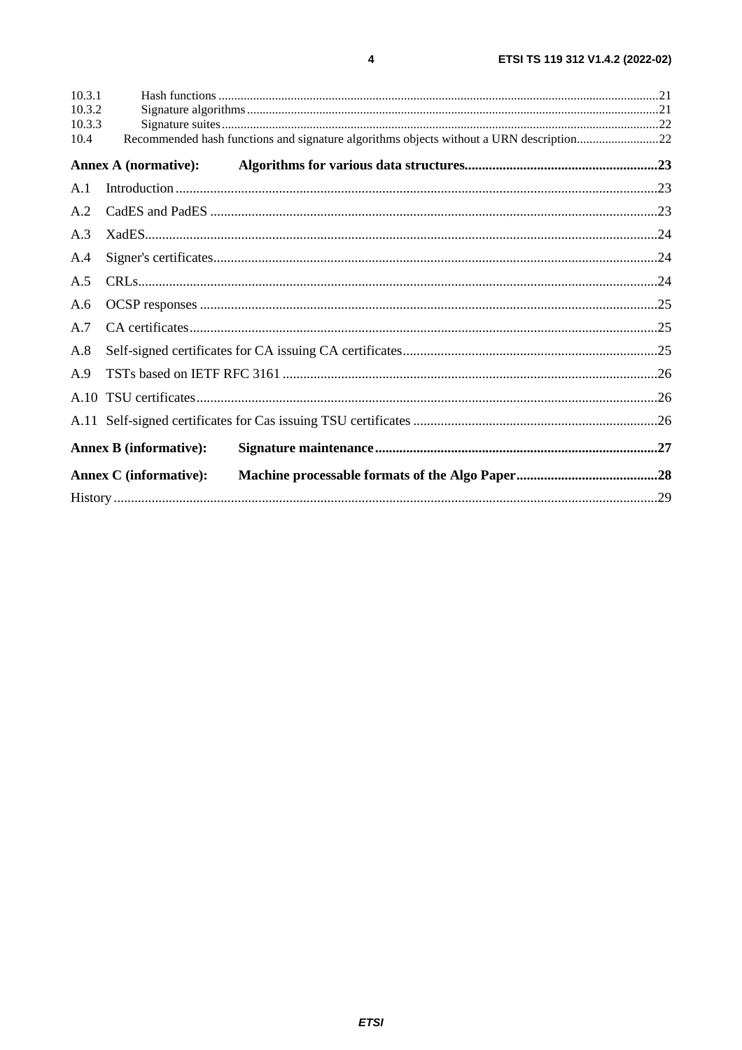10.3.1 Hash functions ....21
10.3.2 Signature algorithms ....21
10.3.3 Signature suites ....22
10.4 Recommended hash functions and signature algorithms objects without a URN description ....22

**Annex A (normative): Algorithms for various data structures ....23**

A.1 Introduction ....23

A.2 CadES and PadES ....23

A.3 XadES ....24

A.4 Signer's certificates ....24

A.5 CRLs ....24

A.6 OCSP responses ....25

A.7 CA certificates ....25

A.8 Self-signed certificates for CA issuing CA certificates ....25

A.9 TSTs based on IETF RFC 3161 ....26

A.10 TSU certificates ....26

A.11 Self-signed certificates for Cas issuing TSU certificates ....26

**Annex B (informative): Signature maintenance ....27**

**Annex C (informative): Machine processable formats of the Algo Paper ....28**

History ....29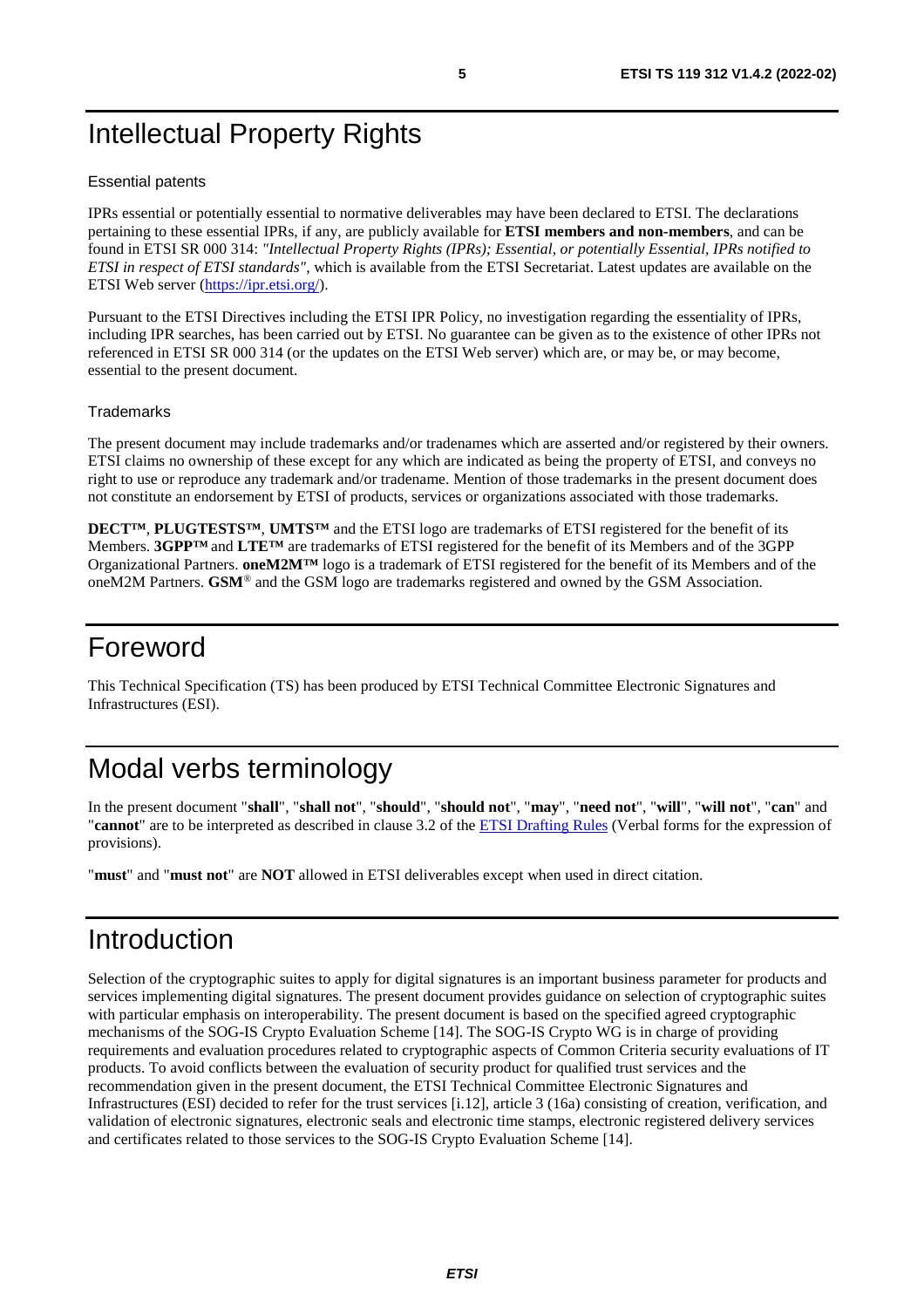# Intellectual Property Rights

Essential patents

IPRs essential or potentially essential to normative deliverables may have been declared to ETSI. The declarations pertaining to these essential IPRs, if any, are publicly available for **ETSI members and non-members**, and can be found in ETSI SR 000 314: *"Intellectual Property Rights (IPRs); Essential, or potentially Essential, IPRs notified to ETSI in respect of ETSI standards"*, which is available from the ETSI Secretariat. Latest updates are available on the ETSI Web server (https://ipr.etsi.org/).

Pursuant to the ETSI Directives including the ETSI IPR Policy, no investigation regarding the essentiality of IPRs, including IPR searches, has been carried out by ETSI. No guarantee can be given as to the existence of other IPRs not referenced in ETSI SR 000 314 (or the updates on the ETSI Web server) which are, or may be, or may become, essential to the present document.

Trademarks

The present document may include trademarks and/or tradenames which are asserted and/or registered by their owners. ETSI claims no ownership of these except for any which are indicated as being the property of ETSI, and conveys no right to use or reproduce any trademark and/or tradename. Mention of those trademarks in the present document does not constitute an endorsement by ETSI of products, services or organizations associated with those trademarks.

**DECT™**, **PLUGTESTS™**, **UMTS™** and the ETSI logo are trademarks of ETSI registered for the benefit of its Members. **3GPP™** and **LTE™** are trademarks of ETSI registered for the benefit of its Members and of the 3GPP Organizational Partners. **oneM2M™** logo is a trademark of ETSI registered for the benefit of its Members and of the oneM2M Partners. **GSM**® and the GSM logo are trademarks registered and owned by the GSM Association.

# Foreword

This Technical Specification (TS) has been produced by ETSI Technical Committee Electronic Signatures and Infrastructures (ESI).

# Modal verbs terminology

In the present document "**shall**", "**shall not**", "**should**", "**should not**", "**may**", "**need not**", "**will**", "**will not**", "**can**" and "**cannot**" are to be interpreted as described in clause 3.2 of the ETSI Drafting Rules (Verbal forms for the expression of provisions).

"**must**" and "**must not**" are **NOT** allowed in ETSI deliverables except when used in direct citation.

# Introduction

Selection of the cryptographic suites to apply for digital signatures is an important business parameter for products and services implementing digital signatures. The present document provides guidance on selection of cryptographic suites with particular emphasis on interoperability. The present document is based on the specified agreed cryptographic mechanisms of the SOG-IS Crypto Evaluation Scheme [14]. The SOG-IS Crypto WG is in charge of providing requirements and evaluation procedures related to cryptographic aspects of Common Criteria security evaluations of IT products. To avoid conflicts between the evaluation of security product for qualified trust services and the recommendation given in the present document, the ETSI Technical Committee Electronic Signatures and Infrastructures (ESI) decided to refer for the trust services [i.12], article 3 (16a) consisting of creation, verification, and validation of electronic signatures, electronic seals and electronic time stamps, electronic registered delivery services and certificates related to those services to the SOG-IS Crypto Evaluation Scheme [14].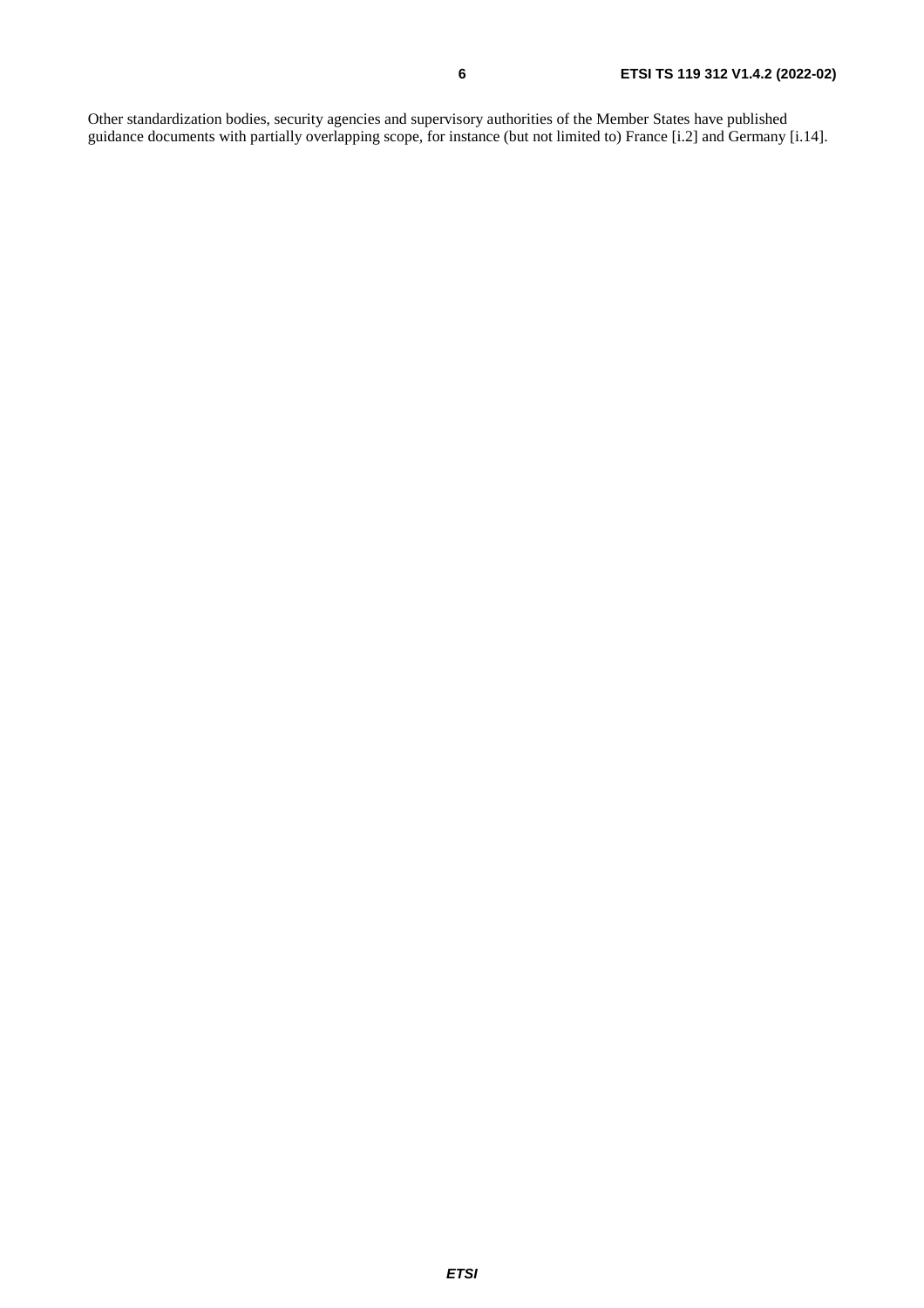Other standardization bodies, security agencies and supervisory authorities of the Member States have published guidance documents with partially overlapping scope, for instance (but not limited to) France [i.2] and Germany [i.14].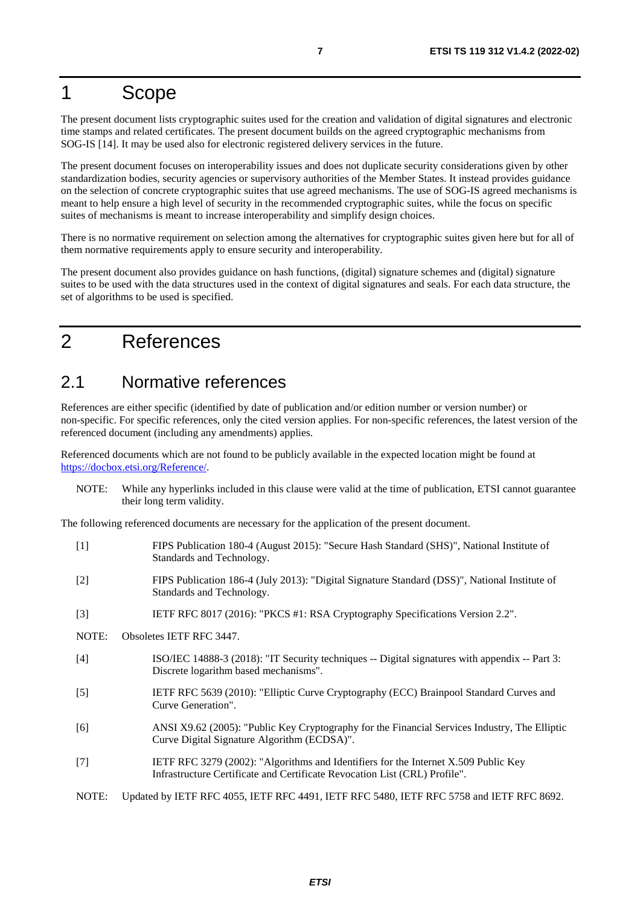# 1 Scope

The present document lists cryptographic suites used for the creation and validation of digital signatures and electronic time stamps and related certificates. The present document builds on the agreed cryptographic mechanisms from SOG-IS [14]. It may be used also for electronic registered delivery services in the future.

The present document focuses on interoperability issues and does not duplicate security considerations given by other standardization bodies, security agencies or supervisory authorities of the Member States. It instead provides guidance on the selection of concrete cryptographic suites that use agreed mechanisms. The use of SOG-IS agreed mechanisms is meant to help ensure a high level of security in the recommended cryptographic suites, while the focus on specific suites of mechanisms is meant to increase interoperability and simplify design choices.

There is no normative requirement on selection among the alternatives for cryptographic suites given here but for all of them normative requirements apply to ensure security and interoperability.

The present document also provides guidance on hash functions, (digital) signature schemes and (digital) signature suites to be used with the data structures used in the context of digital signatures and seals. For each data structure, the set of algorithms to be used is specified.

# 2 References

## 2.1 Normative references

References are either specific (identified by date of publication and/or edition number or version number) or non-specific. For specific references, only the cited version applies. For non-specific references, the latest version of the referenced document (including any amendments) applies.

Referenced documents which are not found to be publicly available in the expected location might be found at https://docbox.etsi.org/Reference/.

NOTE: While any hyperlinks included in this clause were valid at the time of publication, ETSI cannot guarantee their long term validity.

The following referenced documents are necessary for the application of the present document.

[1] FIPS Publication 180-4 (August 2015): "Secure Hash Standard (SHS)", National Institute of Standards and Technology.

[2] FIPS Publication 186-4 (July 2013): "Digital Signature Standard (DSS)", National Institute of Standards and Technology.

[3] IETF RFC 8017 (2016): "PKCS #1: RSA Cryptography Specifications Version 2.2".

NOTE: Obsoletes IETF RFC 3447.

[4] ISO/IEC 14888-3 (2018): "IT Security techniques -- Digital signatures with appendix -- Part 3: Discrete logarithm based mechanisms".

[5] IETF RFC 5639 (2010): "Elliptic Curve Cryptography (ECC) Brainpool Standard Curves and Curve Generation".

[6] ANSI X9.62 (2005): "Public Key Cryptography for the Financial Services Industry, The Elliptic Curve Digital Signature Algorithm (ECDSA)".

[7] IETF RFC 3279 (2002): "Algorithms and Identifiers for the Internet X.509 Public Key Infrastructure Certificate and Certificate Revocation List (CRL) Profile".

NOTE: Updated by IETF RFC 4055, IETF RFC 4491, IETF RFC 5480, IETF RFC 5758 and IETF RFC 8692.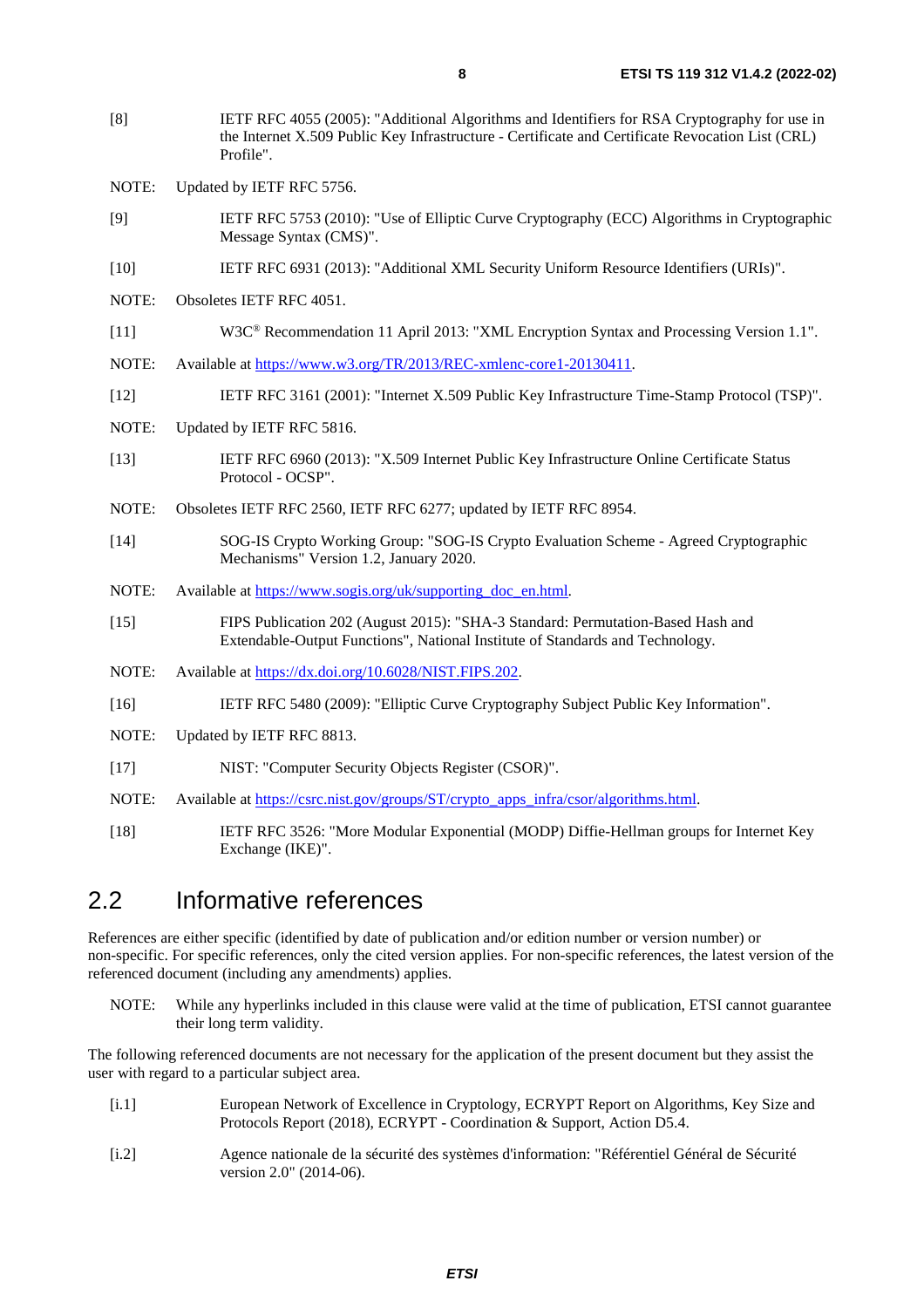[8] IETF RFC 4055 (2005): "Additional Algorithms and Identifiers for RSA Cryptography for use in the Internet X.509 Public Key Infrastructure - Certificate and Certificate Revocation List (CRL) Profile".

NOTE: Updated by IETF RFC 5756.

[9] IETF RFC 5753 (2010): "Use of Elliptic Curve Cryptography (ECC) Algorithms in Cryptographic Message Syntax (CMS)".

[10] IETF RFC 6931 (2013): "Additional XML Security Uniform Resource Identifiers (URIs)".

NOTE: Obsoletes IETF RFC 4051.

[11] W3C® Recommendation 11 April 2013: "XML Encryption Syntax and Processing Version 1.1".

NOTE: Available at https://www.w3.org/TR/2013/REC-xmlenc-core1-20130411.

[12] IETF RFC 3161 (2001): "Internet X.509 Public Key Infrastructure Time-Stamp Protocol (TSP)".

NOTE: Updated by IETF RFC 5816.

[13] IETF RFC 6960 (2013): "X.509 Internet Public Key Infrastructure Online Certificate Status Protocol - OCSP".

NOTE: Obsoletes IETF RFC 2560, IETF RFC 6277; updated by IETF RFC 8954.

[14] SOG-IS Crypto Working Group: "SOG-IS Crypto Evaluation Scheme - Agreed Cryptographic Mechanisms" Version 1.2, January 2020.

NOTE: Available at https://www.sogis.org/uk/supporting_doc_en.html.

[15] FIPS Publication 202 (August 2015): "SHA-3 Standard: Permutation-Based Hash and Extendable-Output Functions", National Institute of Standards and Technology.

NOTE: Available at https://dx.doi.org/10.6028/NIST.FIPS.202.

[16] IETF RFC 5480 (2009): "Elliptic Curve Cryptography Subject Public Key Information".

NOTE: Updated by IETF RFC 8813.

[17] NIST: "Computer Security Objects Register (CSOR)".

NOTE: Available at https://csrc.nist.gov/groups/ST/crypto_apps_infra/csor/algorithms.html.

[18] IETF RFC 3526: "More Modular Exponential (MODP) Diffie-Hellman groups for Internet Key Exchange (IKE)".

## 2.2 Informative references

References are either specific (identified by date of publication and/or edition number or version number) or non-specific. For specific references, only the cited version applies. For non-specific references, the latest version of the referenced document (including any amendments) applies.

NOTE: While any hyperlinks included in this clause were valid at the time of publication, ETSI cannot guarantee their long term validity.

The following referenced documents are not necessary for the application of the present document but they assist the user with regard to a particular subject area.

[i.1] European Network of Excellence in Cryptology, ECRYPT Report on Algorithms, Key Size and Protocols Report (2018), ECRYPT - Coordination & Support, Action D5.4.

[i.2] Agence nationale de la sécurité des systèmes d'information: "Référentiel Général de Sécurité version 2.0" (2014-06).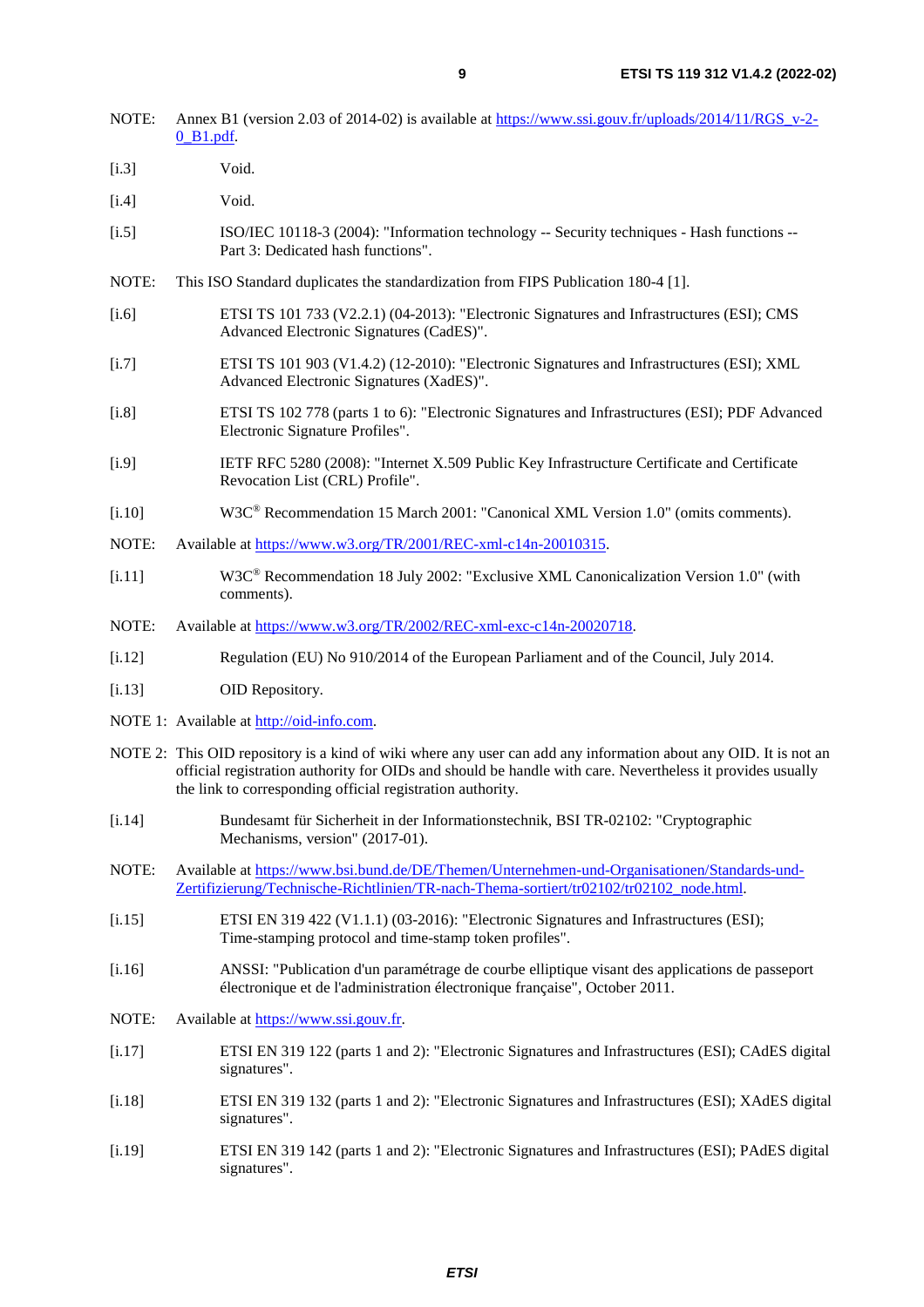NOTE: Annex B1 (version 2.03 of 2014-02) is available at https://www.ssi.gouv.fr/uploads/2014/11/RGS_v-2-0_B1.pdf.

[i.3] Void.

[i.4] Void.

[i.5] ISO/IEC 10118-3 (2004): "Information technology -- Security techniques - Hash functions -- Part 3: Dedicated hash functions".

NOTE: This ISO Standard duplicates the standardization from FIPS Publication 180-4 [1].

[i.6] ETSI TS 101 733 (V2.2.1) (04-2013): "Electronic Signatures and Infrastructures (ESI); CMS Advanced Electronic Signatures (CadES)".

[i.7] ETSI TS 101 903 (V1.4.2) (12-2010): "Electronic Signatures and Infrastructures (ESI); XML Advanced Electronic Signatures (XadES)".

[i.8] ETSI TS 102 778 (parts 1 to 6): "Electronic Signatures and Infrastructures (ESI); PDF Advanced Electronic Signature Profiles".

[i.9] IETF RFC 5280 (2008): "Internet X.509 Public Key Infrastructure Certificate and Certificate Revocation List (CRL) Profile".

[i.10] W3C® Recommendation 15 March 2001: "Canonical XML Version 1.0" (omits comments).

NOTE: Available at https://www.w3.org/TR/2001/REC-xml-c14n-20010315.

[i.11] W3C® Recommendation 18 July 2002: "Exclusive XML Canonicalization Version 1.0" (with comments).

NOTE: Available at https://www.w3.org/TR/2002/REC-xml-exc-c14n-20020718.

[i.12] Regulation (EU) No 910/2014 of the European Parliament and of the Council, July 2014.

[i.13] OID Repository.

NOTE 1: Available at http://oid-info.com.

NOTE 2: This OID repository is a kind of wiki where any user can add any information about any OID. It is not an official registration authority for OIDs and should be handle with care. Nevertheless it provides usually the link to corresponding official registration authority.

[i.14] Bundesamt für Sicherheit in der Informationstechnik, BSI TR-02102: "Cryptographic Mechanisms, version" (2017-01).

NOTE: Available at https://www.bsi.bund.de/DE/Themen/Unternehmen-und-Organisationen/Standards-und-Zertifizierung/Technische-Richtlinien/TR-nach-Thema-sortiert/tr02102/tr02102_node.html.

[i.15] ETSI EN 319 422 (V1.1.1) (03-2016): "Electronic Signatures and Infrastructures (ESI); Time-stamping protocol and time-stamp token profiles".

[i.16] ANSSI: "Publication d'un paramétrage de courbe elliptique visant des applications de passeport électronique et de l'administration électronique française", October 2011.

NOTE: Available at https://www.ssi.gouv.fr.

[i.17] ETSI EN 319 122 (parts 1 and 2): "Electronic Signatures and Infrastructures (ESI); CAdES digital signatures".

[i.18] ETSI EN 319 132 (parts 1 and 2): "Electronic Signatures and Infrastructures (ESI); XAdES digital signatures".

[i.19] ETSI EN 319 142 (parts 1 and 2): "Electronic Signatures and Infrastructures (ESI); PAdES digital signatures".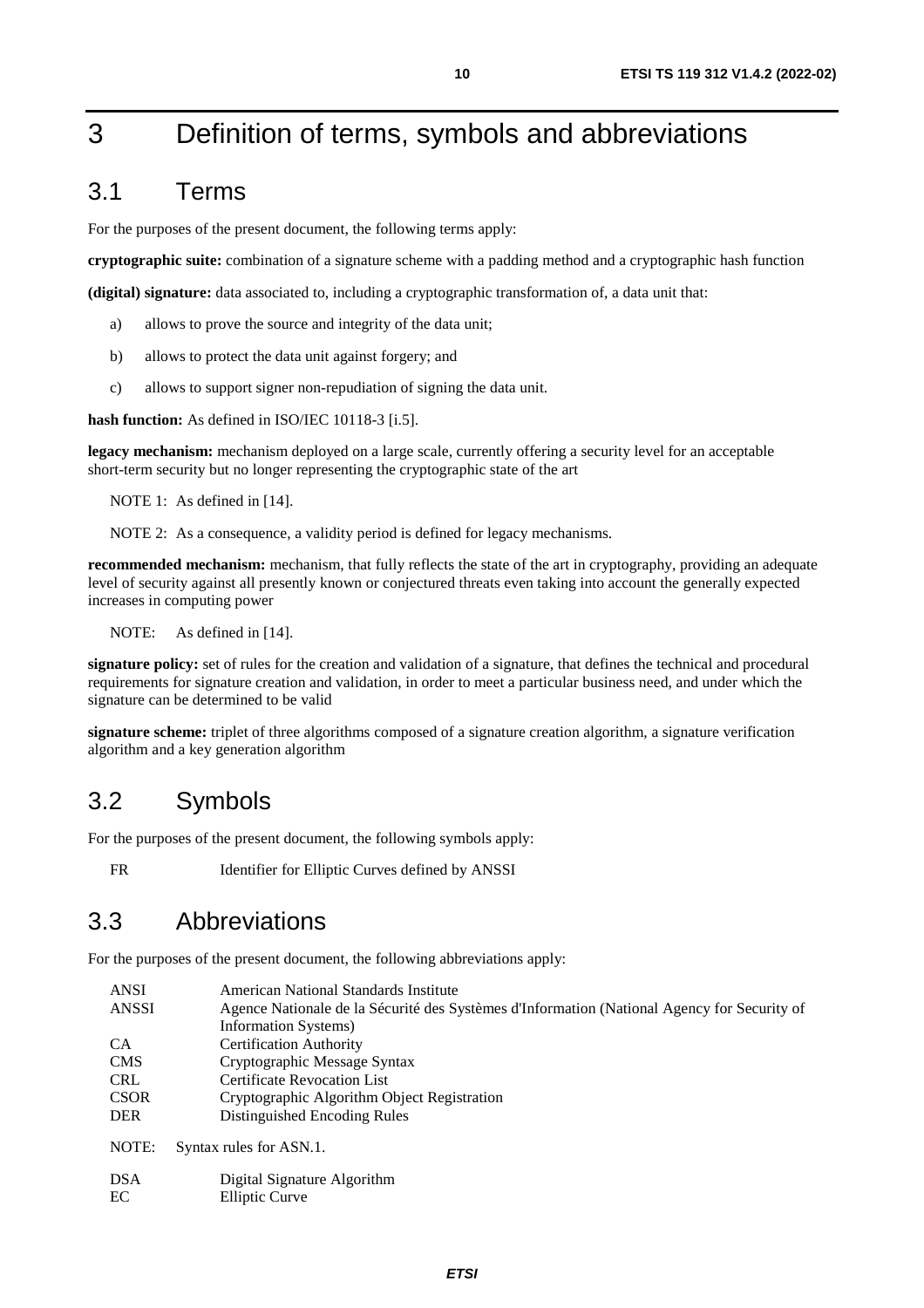# 3 Definition of terms, symbols and abbreviations

## 3.1 Terms

For the purposes of the present document, the following terms apply:

**cryptographic suite:** combination of a signature scheme with a padding method and a cryptographic hash function

**(digital) signature:** data associated to, including a cryptographic transformation of, a data unit that:

a) allows to prove the source and integrity of the data unit;

b) allows to protect the data unit against forgery; and

c) allows to support signer non-repudiation of signing the data unit.

**hash function:** As defined in ISO/IEC 10118-3 [i.5].

**legacy mechanism:** mechanism deployed on a large scale, currently offering a security level for an acceptable short-term security but no longer representing the cryptographic state of the art

NOTE 1: As defined in [14].

NOTE 2: As a consequence, a validity period is defined for legacy mechanisms.

**recommended mechanism:** mechanism, that fully reflects the state of the art in cryptography, providing an adequate level of security against all presently known or conjectured threats even taking into account the generally expected increases in computing power

NOTE: As defined in [14].

**signature policy:** set of rules for the creation and validation of a signature, that defines the technical and procedural requirements for signature creation and validation, in order to meet a particular business need, and under which the signature can be determined to be valid

**signature scheme:** triplet of three algorithms composed of a signature creation algorithm, a signature verification algorithm and a key generation algorithm

## 3.2 Symbols

For the purposes of the present document, the following symbols apply:

FR Identifier for Elliptic Curves defined by ANSSI

## 3.3 Abbreviations

For the purposes of the present document, the following abbreviations apply:

ANSI American National Standards Institute
ANSSI Agence Nationale de la Sécurité des Systèmes d'Information (National Agency for Security of Information Systems)
CA Certification Authority
CMS Cryptographic Message Syntax
CRL Certificate Revocation List
CSOR Cryptographic Algorithm Object Registration
DER Distinguished Encoding Rules

NOTE: Syntax rules for ASN.1.

DSA Digital Signature Algorithm
EC Elliptic Curve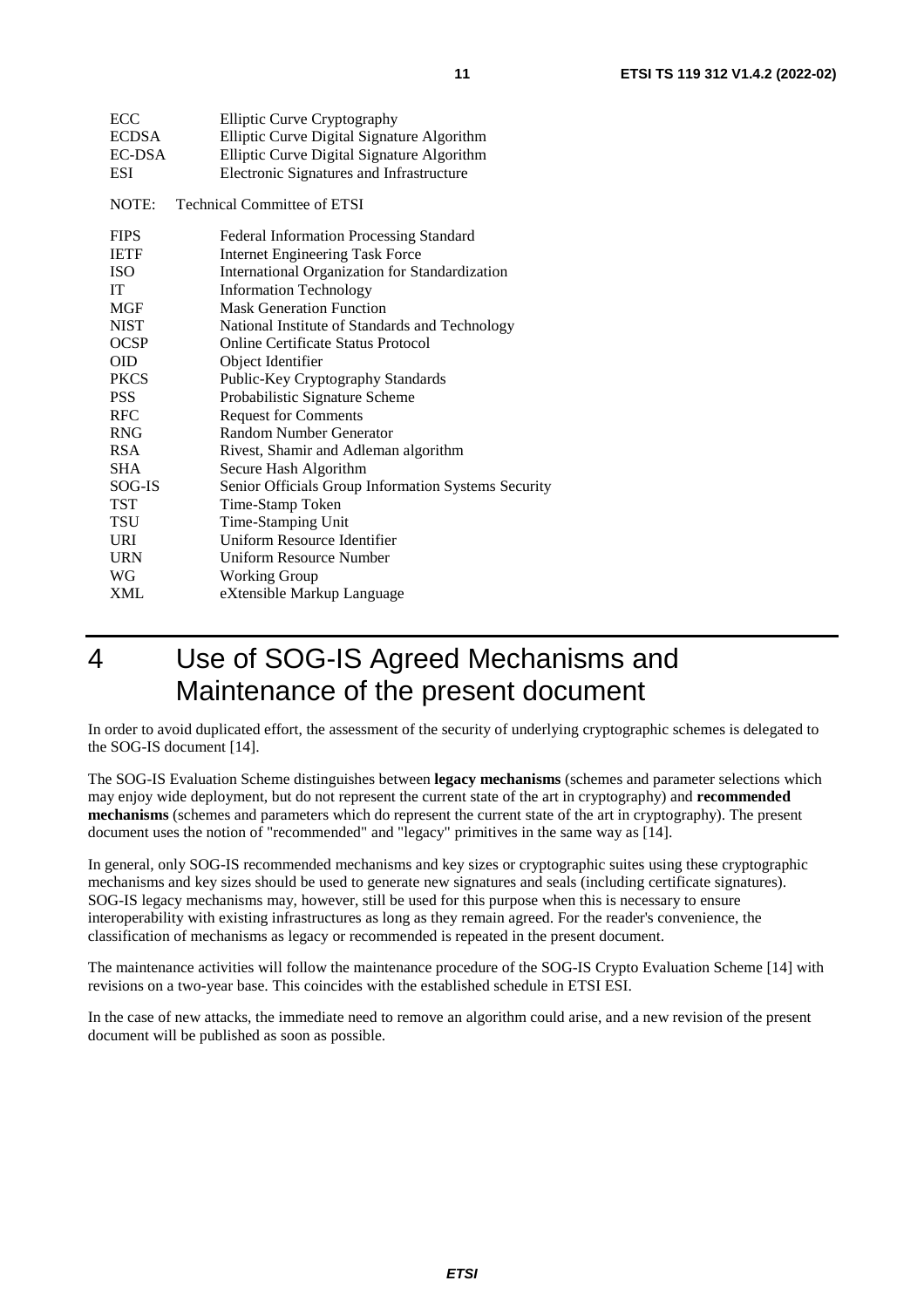| | |
|---|---|
| ECC | Elliptic Curve Cryptography |
| ECDSA | Elliptic Curve Digital Signature Algorithm |
| EC-DSA | Elliptic Curve Digital Signature Algorithm |
| ESI | Electronic Signatures and Infrastructure |

NOTE: Technical Committee of ETSI

| | |
|---|---|
| FIPS | Federal Information Processing Standard |
| IETF | Internet Engineering Task Force |
| ISO | International Organization for Standardization |
| IT | Information Technology |
| MGF | Mask Generation Function |
| NIST | National Institute of Standards and Technology |
| OCSP | Online Certificate Status Protocol |
| OID | Object Identifier |
| PKCS | Public-Key Cryptography Standards |
| PSS | Probabilistic Signature Scheme |
| RFC | Request for Comments |
| RNG | Random Number Generator |
| RSA | Rivest, Shamir and Adleman algorithm |
| SHA | Secure Hash Algorithm |
| SOG-IS | Senior Officials Group Information Systems Security |
| TST | Time-Stamp Token |
| TSU | Time-Stamping Unit |
| URI | Uniform Resource Identifier |
| URN | Uniform Resource Number |
| WG | Working Group |
| XML | eXtensible Markup Language |

# 4 Use of SOG-IS Agreed Mechanisms and Maintenance of the present document

In order to avoid duplicated effort, the assessment of the security of underlying cryptographic schemes is delegated to the SOG-IS document [14].

The SOG-IS Evaluation Scheme distinguishes between **legacy mechanisms** (schemes and parameter selections which may enjoy wide deployment, but do not represent the current state of the art in cryptography) and **recommended mechanisms** (schemes and parameters which do represent the current state of the art in cryptography). The present document uses the notion of "recommended" and "legacy" primitives in the same way as [14].

In general, only SOG-IS recommended mechanisms and key sizes or cryptographic suites using these cryptographic mechanisms and key sizes should be used to generate new signatures and seals (including certificate signatures). SOG-IS legacy mechanisms may, however, still be used for this purpose when this is necessary to ensure interoperability with existing infrastructures as long as they remain agreed. For the reader's convenience, the classification of mechanisms as legacy or recommended is repeated in the present document.

The maintenance activities will follow the maintenance procedure of the SOG-IS Crypto Evaluation Scheme [14] with revisions on a two-year base. This coincides with the established schedule in ETSI ESI.

In the case of new attacks, the immediate need to remove an algorithm could arise, and a new revision of the present document will be published as soon as possible.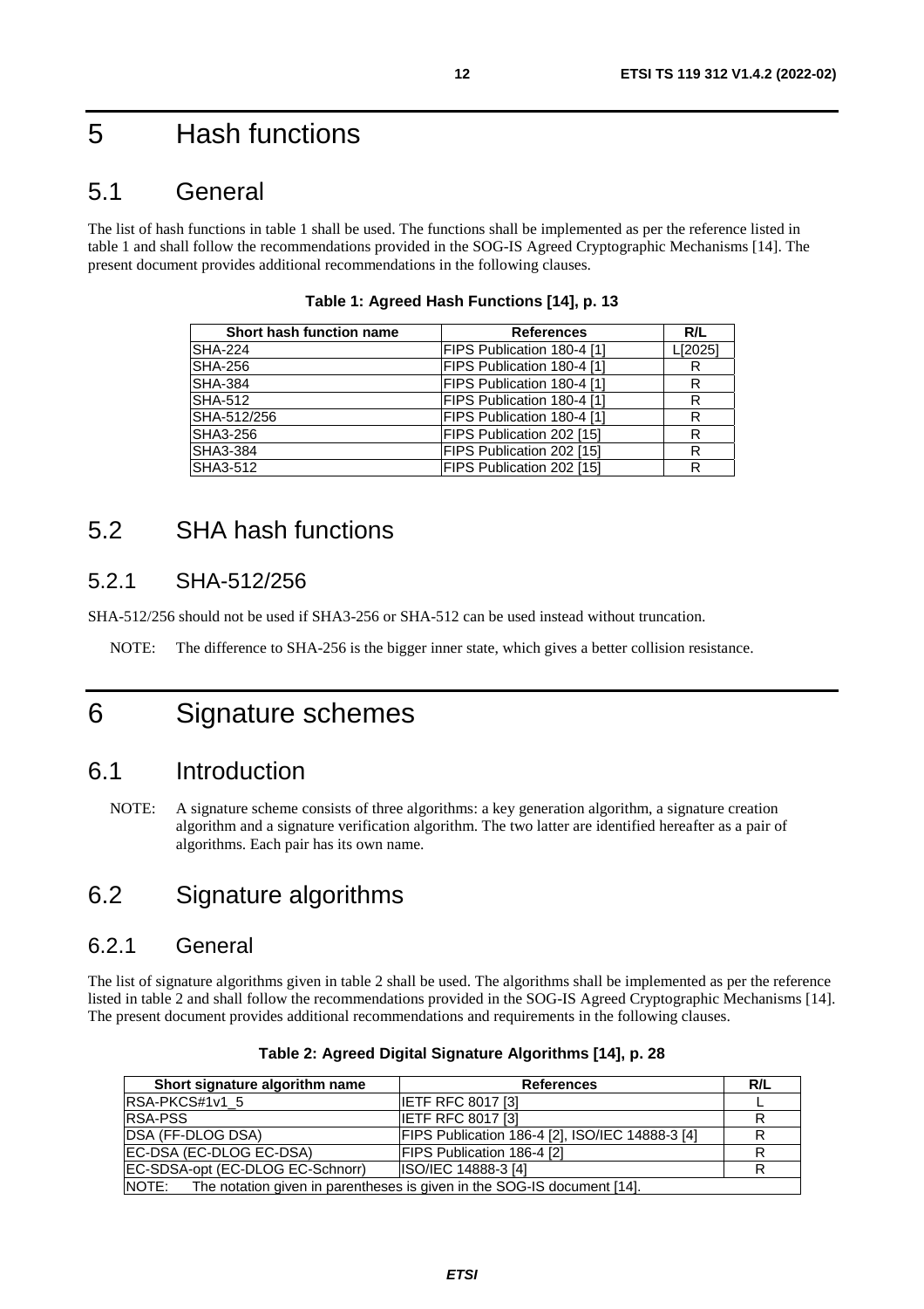# 5 Hash functions

## 5.1 General

The list of hash functions in table 1 shall be used. The functions shall be implemented as per the reference listed in table 1 and shall follow the recommendations provided in the SOG-IS Agreed Cryptographic Mechanisms [14]. The present document provides additional recommendations in the following clauses.

**Table 1: Agreed Hash Functions [14], p. 13**

| Short hash function name | References | R/L |
|---|---|---|
| SHA-224 | FIPS Publication 180-4 [1] | L[2025] |
| SHA-256 | FIPS Publication 180-4 [1] | R |
| SHA-384 | FIPS Publication 180-4 [1] | R |
| SHA-512 | FIPS Publication 180-4 [1] | R |
| SHA-512/256 | FIPS Publication 180-4 [1] | R |
| SHA3-256 | FIPS Publication 202 [15] | R |
| SHA3-384 | FIPS Publication 202 [15] | R |
| SHA3-512 | FIPS Publication 202 [15] | R |

## 5.2 SHA hash functions

### 5.2.1 SHA-512/256

SHA-512/256 should not be used if SHA3-256 or SHA-512 can be used instead without truncation.

NOTE: The difference to SHA-256 is the bigger inner state, which gives a better collision resistance.

# 6 Signature schemes

## 6.1 Introduction

NOTE: A signature scheme consists of three algorithms: a key generation algorithm, a signature creation algorithm and a signature verification algorithm. The two latter are identified hereafter as a pair of algorithms. Each pair has its own name.

## 6.2 Signature algorithms

### 6.2.1 General

The list of signature algorithms given in table 2 shall be used. The algorithms shall be implemented as per the reference listed in table 2 and shall follow the recommendations provided in the SOG-IS Agreed Cryptographic Mechanisms [14]. The present document provides additional recommendations and requirements in the following clauses.

**Table 2: Agreed Digital Signature Algorithms [14], p. 28**

| Short signature algorithm name | References | R/L |
|---|---|---|
| RSA-PKCS#1v1_5 | IETF RFC 8017 [3] | L |
| RSA-PSS | IETF RFC 8017 [3] | R |
| DSA (FF-DLOG DSA) | FIPS Publication 186-4 [2], ISO/IEC 14888-3 [4] | R |
| EC-DSA (EC-DLOG EC-DSA) | FIPS Publication 186-4 [2] | R |
| EC-SDSA-opt (EC-DLOG EC-Schnorr) | ISO/IEC 14888-3 [4] | R |
| NOTE: The notation given in parentheses is given in the SOG-IS document [14]. | | |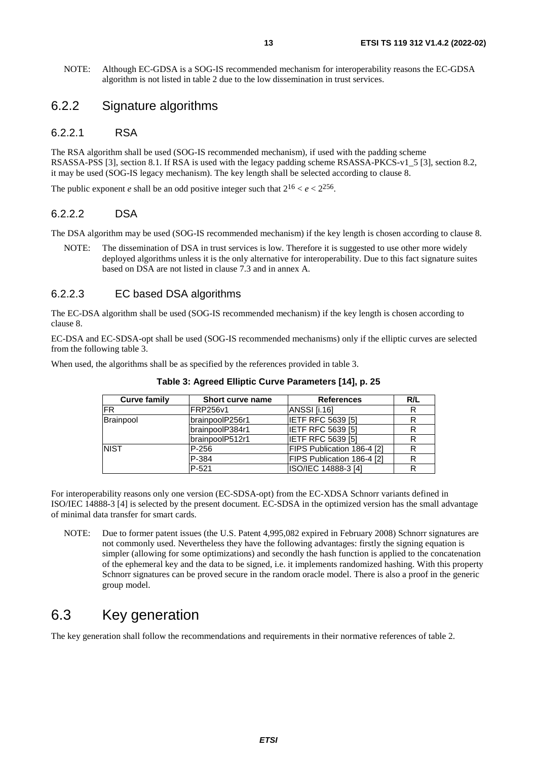NOTE: Although EC-GDSA is a SOG-IS recommended mechanism for interoperability reasons the EC-GDSA algorithm is not listed in table 2 due to the low dissemination in trust services.

## 6.2.2 Signature algorithms

### 6.2.2.1 RSA

The RSA algorithm shall be used (SOG-IS recommended mechanism), if used with the padding scheme RSASSA-PSS [3], section 8.1. If RSA is used with the legacy padding scheme RSASSA-PKCS-v1_5 [3], section 8.2, it may be used (SOG-IS legacy mechanism). The key length shall be selected according to clause 8.

The public exponent $e$ shall be an odd positive integer such that $2^{16} < e < 2^{256}$.

### 6.2.2.2 DSA

The DSA algorithm may be used (SOG-IS recommended mechanism) if the key length is chosen according to clause 8.

NOTE: The dissemination of DSA in trust services is low. Therefore it is suggested to use other more widely deployed algorithms unless it is the only alternative for interoperability. Due to this fact signature suites based on DSA are not listed in clause 7.3 and in annex A.

### 6.2.2.3 EC based DSA algorithms

The EC-DSA algorithm shall be used (SOG-IS recommended mechanism) if the key length is chosen according to clause 8.

EC-DSA and EC-SDSA-opt shall be used (SOG-IS recommended mechanisms) only if the elliptic curves are selected from the following table 3.

When used, the algorithms shall be as specified by the references provided in table 3.

**Table 3: Agreed Elliptic Curve Parameters [14], p. 25**

| Curve family | Short curve name | References | R/L |
|---|---|---|---|
| FR | FRP256v1 | ANSSI [i.16] | R |
| Brainpool | brainpoolP256r1 | IETF RFC 5639 [5] | R |
| | brainpoolP384r1 | IETF RFC 5639 [5] | R |
| | brainpoolP512r1 | IETF RFC 5639 [5] | R |
| NIST | P-256 | FIPS Publication 186-4 [2] | R |
| | P-384 | FIPS Publication 186-4 [2] | R |
| | P-521 | ISO/IEC 14888-3 [4] | R |

For interoperability reasons only one version (EC-SDSA-opt) from the EC-XDSA Schnorr variants defined in ISO/IEC 14888-3 [4] is selected by the present document. EC-SDSA in the optimized version has the small advantage of minimal data transfer for smart cards.

NOTE: Due to former patent issues (the U.S. Patent 4,995,082 expired in February 2008) Schnorr signatures are not commonly used. Nevertheless they have the following advantages: firstly the signing equation is simpler (allowing for some optimizations) and secondly the hash function is applied to the concatenation of the ephemeral key and the data to be signed, i.e. it implements randomized hashing. With this property Schnorr signatures can be proved secure in the random oracle model. There is also a proof in the generic group model.

# 6.3 Key generation

The key generation shall follow the recommendations and requirements in their normative references of table 2.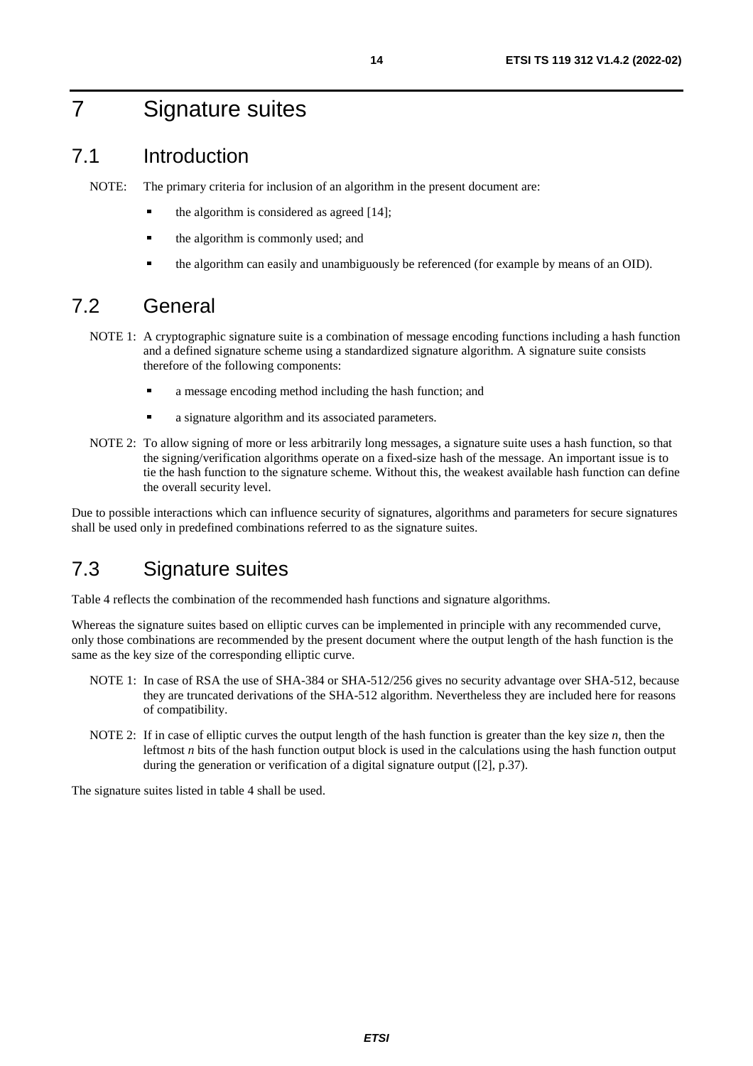# 7 Signature suites

## 7.1 Introduction

NOTE: The primary criteria for inclusion of an algorithm in the present document are:

- the algorithm is considered as agreed [14];
- the algorithm is commonly used; and
- the algorithm can easily and unambiguously be referenced (for example by means of an OID).

## 7.2 General

NOTE 1: A cryptographic signature suite is a combination of message encoding functions including a hash function and a defined signature scheme using a standardized signature algorithm. A signature suite consists therefore of the following components:

- a message encoding method including the hash function; and
- a signature algorithm and its associated parameters.

NOTE 2: To allow signing of more or less arbitrarily long messages, a signature suite uses a hash function, so that the signing/verification algorithms operate on a fixed-size hash of the message. An important issue is to tie the hash function to the signature scheme. Without this, the weakest available hash function can define the overall security level.

Due to possible interactions which can influence security of signatures, algorithms and parameters for secure signatures shall be used only in predefined combinations referred to as the signature suites.

## 7.3 Signature suites

Table 4 reflects the combination of the recommended hash functions and signature algorithms.

Whereas the signature suites based on elliptic curves can be implemented in principle with any recommended curve, only those combinations are recommended by the present document where the output length of the hash function is the same as the key size of the corresponding elliptic curve.

NOTE 1: In case of RSA the use of SHA-384 or SHA-512/256 gives no security advantage over SHA-512, because they are truncated derivations of the SHA-512 algorithm. Nevertheless they are included here for reasons of compatibility.

NOTE 2: If in case of elliptic curves the output length of the hash function is greater than the key size $n$, then the leftmost $n$ bits of the hash function output block is used in the calculations using the hash function output during the generation or verification of a digital signature output ([2], p.37).

The signature suites listed in table 4 shall be used.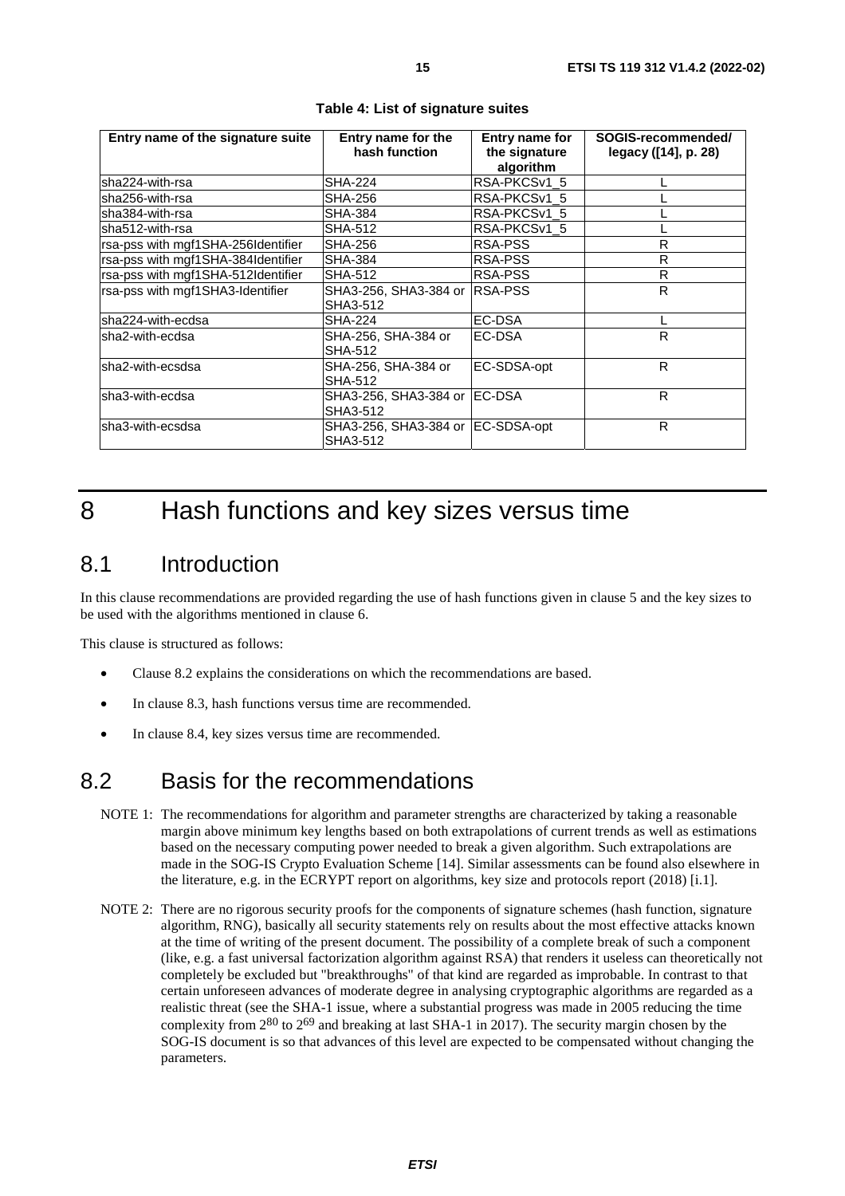**Table 4: List of signature suites**

| Entry name of the signature suite | Entry name for the hash function | Entry name for the signature algorithm | SOGIS-recommended/ legacy ([14], p. 28) |
|---|---|---|---|
| sha224-with-rsa | SHA-224 | RSA-PKCSv1_5 | L |
| sha256-with-rsa | SHA-256 | RSA-PKCSv1_5 | L |
| sha384-with-rsa | SHA-384 | RSA-PKCSv1_5 | L |
| sha512-with-rsa | SHA-512 | RSA-PKCSv1_5 | L |
| rsa-pss with mgf1SHA-256Identifier | SHA-256 | RSA-PSS | R |
| rsa-pss with mgf1SHA-384Identifier | SHA-384 | RSA-PSS | R |
| rsa-pss with mgf1SHA-512Identifier | SHA-512 | RSA-PSS | R |
| rsa-pss with mgf1SHA3-Identifier | SHA3-256, SHA3-384 or SHA3-512 | RSA-PSS | R |
| sha224-with-ecdsa | SHA-224 | EC-DSA | L |
| sha2-with-ecdsa | SHA-256, SHA-384 or SHA-512 | EC-DSA | R |
| sha2-with-ecsdsa | SHA-256, SHA-384 or SHA-512 | EC-SDSA-opt | R |
| sha3-with-ecdsa | SHA3-256, SHA3-384 or SHA3-512 | EC-DSA | R |
| sha3-with-ecsdsa | SHA3-256, SHA3-384 or SHA3-512 | EC-SDSA-opt | R |

# 8 Hash functions and key sizes versus time

## 8.1 Introduction

In this clause recommendations are provided regarding the use of hash functions given in clause 5 and the key sizes to be used with the algorithms mentioned in clause 6.

This clause is structured as follows:

- Clause 8.2 explains the considerations on which the recommendations are based.
- In clause 8.3, hash functions versus time are recommended.
- In clause 8.4, key sizes versus time are recommended.

## 8.2 Basis for the recommendations

NOTE 1: The recommendations for algorithm and parameter strengths are characterized by taking a reasonable margin above minimum key lengths based on both extrapolations of current trends as well as estimations based on the necessary computing power needed to break a given algorithm. Such extrapolations are made in the SOG-IS Crypto Evaluation Scheme [14]. Similar assessments can be found also elsewhere in the literature, e.g. in the ECRYPT report on algorithms, key size and protocols report (2018) [i.1].

NOTE 2: There are no rigorous security proofs for the components of signature schemes (hash function, signature algorithm, RNG), basically all security statements rely on results about the most effective attacks known at the time of writing of the present document. The possibility of a complete break of such a component (like, e.g. a fast universal factorization algorithm against RSA) that renders it useless can theoretically not completely be excluded but "breakthroughs" of that kind are regarded as improbable. In contrast to that certain unforeseen advances of moderate degree in analysing cryptographic algorithms are regarded as a realistic threat (see the SHA-1 issue, where a substantial progress was made in 2005 reducing the time complexity from $2^{80}$ to $2^{69}$ and breaking at last SHA-1 in 2017). The security margin chosen by the SOG-IS document is so that advances of this level are expected to be compensated without changing the parameters.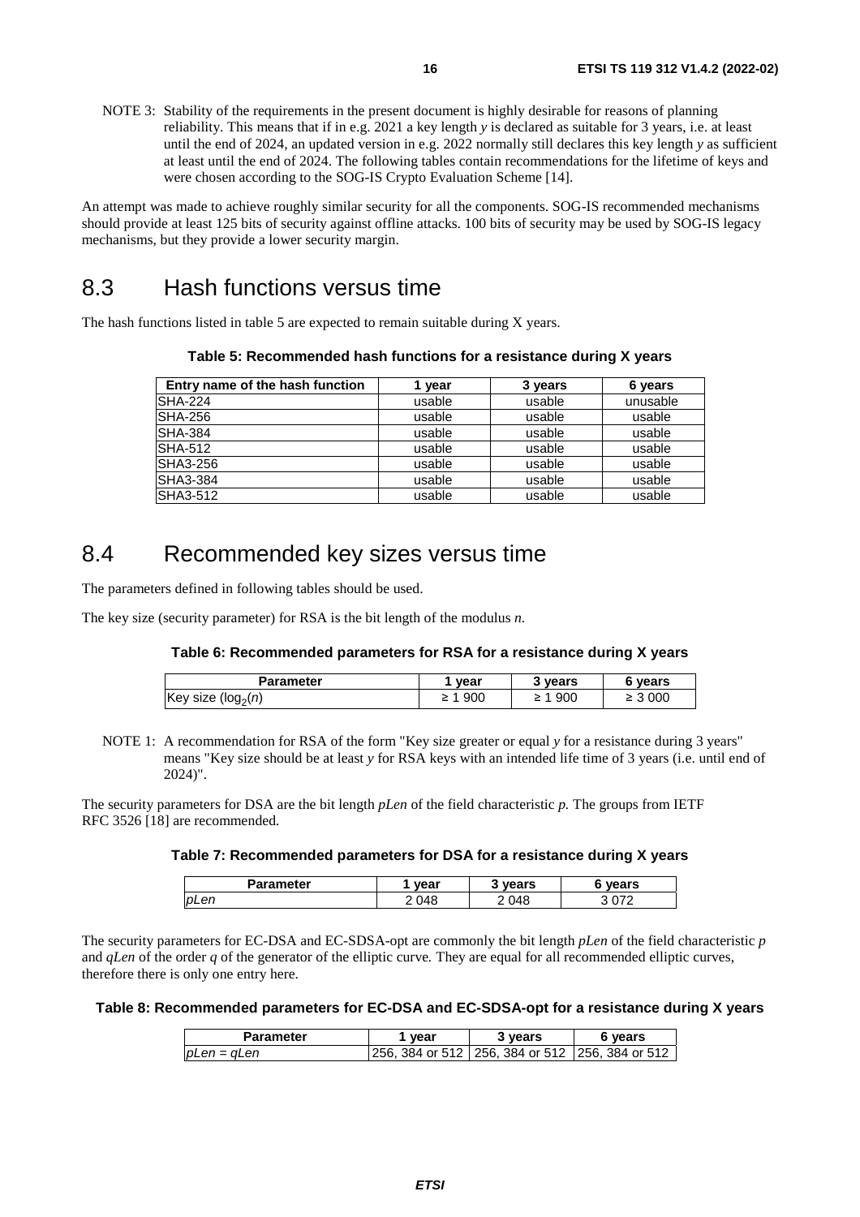NOTE 3: Stability of the requirements in the present document is highly desirable for reasons of planning reliability. This means that if in e.g. 2021 a key length *y* is declared as suitable for 3 years, i.e. at least until the end of 2024, an updated version in e.g. 2022 normally still declares this key length *y* as sufficient at least until the end of 2024. The following tables contain recommendations for the lifetime of keys and were chosen according to the SOG-IS Crypto Evaluation Scheme [14].

An attempt was made to achieve roughly similar security for all the components. SOG-IS recommended mechanisms should provide at least 125 bits of security against offline attacks. 100 bits of security may be used by SOG-IS legacy mechanisms, but they provide a lower security margin.

## 8.3 Hash functions versus time

The hash functions listed in table 5 are expected to remain suitable during X years.

**Table 5: Recommended hash functions for a resistance during X years**

| Entry name of the hash function | 1 year | 3 years | 6 years |
|---|---|---|---|
| SHA-224 | usable | usable | unusable |
| SHA-256 | usable | usable | usable |
| SHA-384 | usable | usable | usable |
| SHA-512 | usable | usable | usable |
| SHA3-256 | usable | usable | usable |
| SHA3-384 | usable | usable | usable |
| SHA3-512 | usable | usable | usable |

## 8.4 Recommended key sizes versus time

The parameters defined in following tables should be used.

The key size (security parameter) for RSA is the bit length of the modulus *n*.

**Table 6: Recommended parameters for RSA for a resistance during X years**

| Parameter | 1 year | 3 years | 6 years |
|---|---|---|---|
| Key size ($\log_2(n)$) | ≥ 1 900 | ≥ 1 900 | ≥ 3 000 |

NOTE 1: A recommendation for RSA of the form "Key size greater or equal *y* for a resistance during 3 years" means "Key size should be at least *y* for RSA keys with an intended life time of 3 years (i.e. until end of 2024)".

The security parameters for DSA are the bit length *pLen* of the field characteristic *p*. The groups from IETF RFC 3526 [18] are recommended.

**Table 7: Recommended parameters for DSA for a resistance during X years**

| Parameter | 1 year | 3 years | 6 years |
|---|---|---|---|
| *pLen* | 2 048 | 2 048 | 3 072 |

The security parameters for EC-DSA and EC-SDSA-opt are commonly the bit length *pLen* of the field characteristic *p* and *qLen* of the order *q* of the generator of the elliptic curve. They are equal for all recommended elliptic curves, therefore there is only one entry here.

**Table 8: Recommended parameters for EC-DSA and EC-SDSA-opt for a resistance during X years**

| Parameter | 1 year | 3 years | 6 years |
|---|---|---|---|
| *pLen* = *qLen* | 256, 384 or 512 | 256, 384 or 512 | 256, 384 or 512 |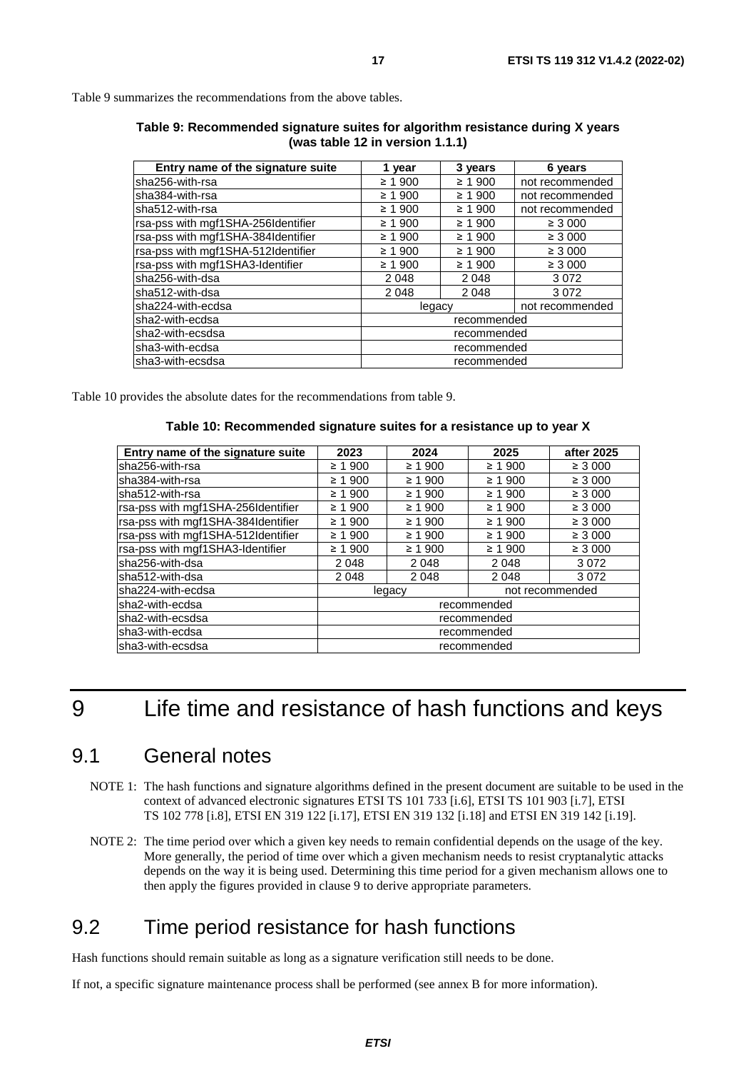Table 9 summarizes the recommendations from the above tables.

**Table 9: Recommended signature suites for algorithm resistance during X years (was table 12 in version 1.1.1)**

| Entry name of the signature suite | 1 year | 3 years | 6 years |
|---|---|---|---|
| sha256-with-rsa | ≥ 1 900 | ≥ 1 900 | not recommended |
| sha384-with-rsa | ≥ 1 900 | ≥ 1 900 | not recommended |
| sha512-with-rsa | ≥ 1 900 | ≥ 1 900 | not recommended |
| rsa-pss with mgf1SHA-256Identifier | ≥ 1 900 | ≥ 1 900 | ≥ 3 000 |
| rsa-pss with mgf1SHA-384Identifier | ≥ 1 900 | ≥ 1 900 | ≥ 3 000 |
| rsa-pss with mgf1SHA-512Identifier | ≥ 1 900 | ≥ 1 900 | ≥ 3 000 |
| rsa-pss with mgf1SHA3-Identifier | ≥ 1 900 | ≥ 1 900 | ≥ 3 000 |
| sha256-with-dsa | 2 048 | 2 048 | 3 072 |
| sha512-with-dsa | 2 048 | 2 048 | 3 072 |
| sha224-with-ecdsa | legacy | | not recommended |
| sha2-with-ecdsa | recommended | | |
| sha2-with-ecsdsa | recommended | | |
| sha3-with-ecdsa | recommended | | |
| sha3-with-ecsdsa | recommended | | |

Table 10 provides the absolute dates for the recommendations from table 9.

**Table 10: Recommended signature suites for a resistance up to year X**

| Entry name of the signature suite | 2023 | 2024 | 2025 | after 2025 |
|---|---|---|---|---|
| sha256-with-rsa | ≥ 1 900 | ≥ 1 900 | ≥ 1 900 | ≥ 3 000 |
| sha384-with-rsa | ≥ 1 900 | ≥ 1 900 | ≥ 1 900 | ≥ 3 000 |
| sha512-with-rsa | ≥ 1 900 | ≥ 1 900 | ≥ 1 900 | ≥ 3 000 |
| rsa-pss with mgf1SHA-256Identifier | ≥ 1 900 | ≥ 1 900 | ≥ 1 900 | ≥ 3 000 |
| rsa-pss with mgf1SHA-384Identifier | ≥ 1 900 | ≥ 1 900 | ≥ 1 900 | ≥ 3 000 |
| rsa-pss with mgf1SHA-512Identifier | ≥ 1 900 | ≥ 1 900 | ≥ 1 900 | ≥ 3 000 |
| rsa-pss with mgf1SHA3-Identifier | ≥ 1 900 | ≥ 1 900 | ≥ 1 900 | ≥ 3 000 |
| sha256-with-dsa | 2 048 | 2 048 | 2 048 | 3 072 |
| sha512-with-dsa | 2 048 | 2 048 | 2 048 | 3 072 |
| sha224-with-ecdsa | legacy | | not recommended | |
| sha2-with-ecdsa | recommended | | | |
| sha2-with-ecsdsa | recommended | | | |
| sha3-with-ecdsa | recommended | | | |
| sha3-with-ecsdsa | recommended | | | |

# 9 Life time and resistance of hash functions and keys

## 9.1 General notes

NOTE 1: The hash functions and signature algorithms defined in the present document are suitable to be used in the context of advanced electronic signatures ETSI TS 101 733 [i.6], ETSI TS 101 903 [i.7], ETSI TS 102 778 [i.8], ETSI EN 319 122 [i.17], ETSI EN 319 132 [i.18] and ETSI EN 319 142 [i.19].

NOTE 2: The time period over which a given key needs to remain confidential depends on the usage of the key. More generally, the period of time over which a given mechanism needs to resist cryptanalytic attacks depends on the way it is being used. Determining this time period for a given mechanism allows one to then apply the figures provided in clause 9 to derive appropriate parameters.

## 9.2 Time period resistance for hash functions

Hash functions should remain suitable as long as a signature verification still needs to be done.

If not, a specific signature maintenance process shall be performed (see annex B for more information).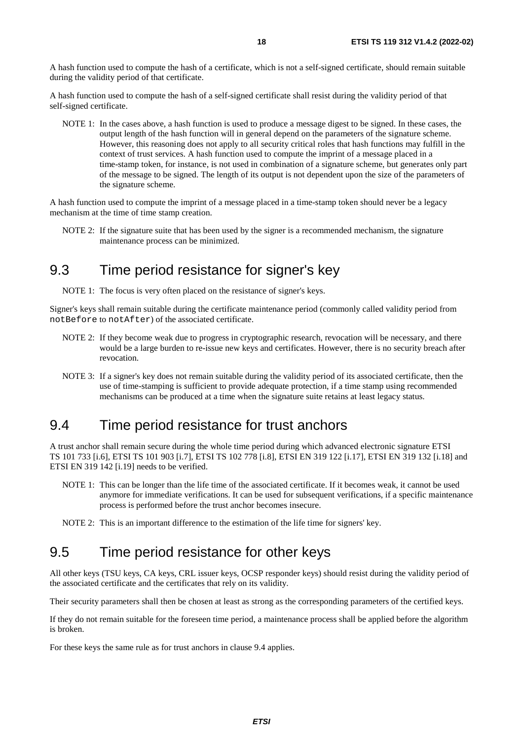A hash function used to compute the hash of a certificate, which is not a self-signed certificate, should remain suitable during the validity period of that certificate.

A hash function used to compute the hash of a self-signed certificate shall resist during the validity period of that self-signed certificate.

NOTE 1: In the cases above, a hash function is used to produce a message digest to be signed. In these cases, the output length of the hash function will in general depend on the parameters of the signature scheme. However, this reasoning does not apply to all security critical roles that hash functions may fulfill in the context of trust services. A hash function used to compute the imprint of a message placed in a time-stamp token, for instance, is not used in combination of a signature scheme, but generates only part of the message to be signed. The length of its output is not dependent upon the size of the parameters of the signature scheme.

A hash function used to compute the imprint of a message placed in a time-stamp token should never be a legacy mechanism at the time of time stamp creation.

NOTE 2: If the signature suite that has been used by the signer is a recommended mechanism, the signature maintenance process can be minimized.

## 9.3 Time period resistance for signer's key

NOTE 1: The focus is very often placed on the resistance of signer's keys.

Signer's keys shall remain suitable during the certificate maintenance period (commonly called validity period from `notBefore` to `notAfter`) of the associated certificate.

NOTE 2: If they become weak due to progress in cryptographic research, revocation will be necessary, and there would be a large burden to re-issue new keys and certificates. However, there is no security breach after revocation.

NOTE 3: If a signer's key does not remain suitable during the validity period of its associated certificate, then the use of time-stamping is sufficient to provide adequate protection, if a time stamp using recommended mechanisms can be produced at a time when the signature suite retains at least legacy status.

## 9.4 Time period resistance for trust anchors

A trust anchor shall remain secure during the whole time period during which advanced electronic signature ETSI TS 101 733 [i.6], ETSI TS 101 903 [i.7], ETSI TS 102 778 [i.8], ETSI EN 319 122 [i.17], ETSI EN 319 132 [i.18] and ETSI EN 319 142 [i.19] needs to be verified.

NOTE 1: This can be longer than the life time of the associated certificate. If it becomes weak, it cannot be used anymore for immediate verifications. It can be used for subsequent verifications, if a specific maintenance process is performed before the trust anchor becomes insecure.

NOTE 2: This is an important difference to the estimation of the life time for signers' key.

## 9.5 Time period resistance for other keys

All other keys (TSU keys, CA keys, CRL issuer keys, OCSP responder keys) should resist during the validity period of the associated certificate and the certificates that rely on its validity.

Their security parameters shall then be chosen at least as strong as the corresponding parameters of the certified keys.

If they do not remain suitable for the foreseen time period, a maintenance process shall be applied before the algorithm is broken.

For these keys the same rule as for trust anchors in clause 9.4 applies.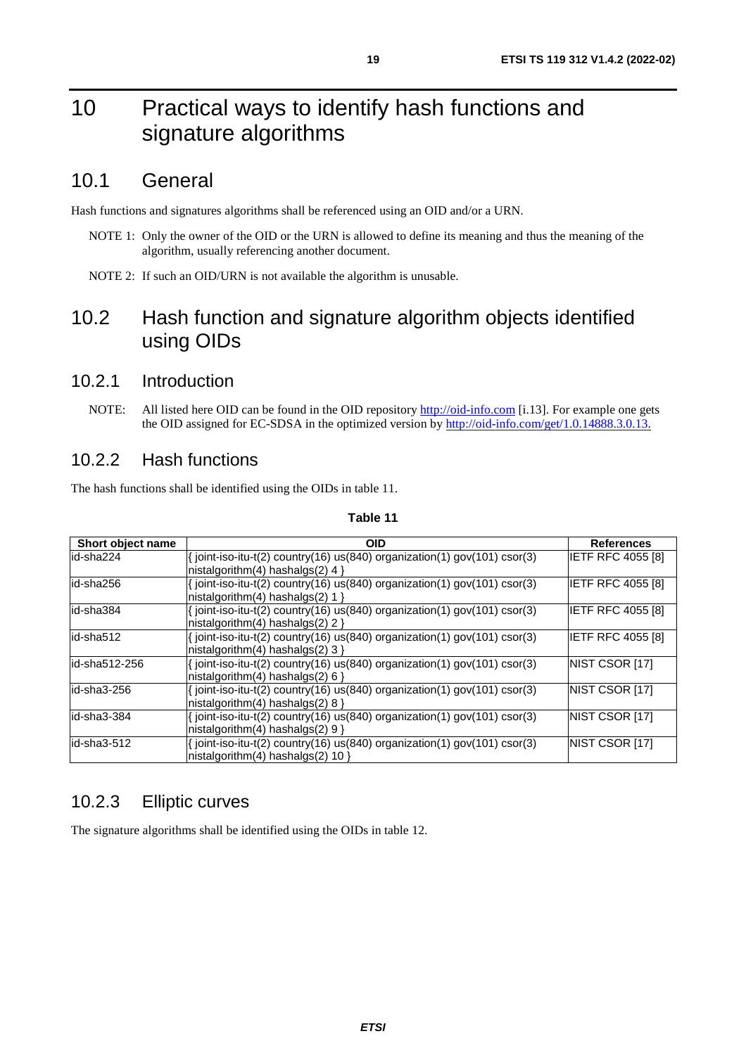# 10 Practical ways to identify hash functions and signature algorithms

## 10.1 General

Hash functions and signatures algorithms shall be referenced using an OID and/or a URN.

NOTE 1: Only the owner of the OID or the URN is allowed to define its meaning and thus the meaning of the algorithm, usually referencing another document.

NOTE 2: If such an OID/URN is not available the algorithm is unusable.

## 10.2 Hash function and signature algorithm objects identified using OIDs

### 10.2.1 Introduction

NOTE: All listed here OID can be found in the OID repository http://oid-info.com [i.13]. For example one gets the OID assigned for EC-SDSA in the optimized version by http://oid-info.com/get/1.0.14888.3.0.13.

### 10.2.2 Hash functions

The hash functions shall be identified using the OIDs in table 11.

**Table 11**

| Short object name | OID | References |
|---|---|---|
| id-sha224 | { joint-iso-itu-t(2) country(16) us(840) organization(1) gov(101) csor(3) nistalgorithm(4) hashalgs(2) 4 } | IETF RFC 4055 [8] |
| id-sha256 | { joint-iso-itu-t(2) country(16) us(840) organization(1) gov(101) csor(3) nistalgorithm(4) hashalgs(2) 1 } | IETF RFC 4055 [8] |
| id-sha384 | { joint-iso-itu-t(2) country(16) us(840) organization(1) gov(101) csor(3) nistalgorithm(4) hashalgs(2) 2 } | IETF RFC 4055 [8] |
| id-sha512 | { joint-iso-itu-t(2) country(16) us(840) organization(1) gov(101) csor(3) nistalgorithm(4) hashalgs(2) 3 } | IETF RFC 4055 [8] |
| id-sha512-256 | { joint-iso-itu-t(2) country(16) us(840) organization(1) gov(101) csor(3) nistalgorithm(4) hashalgs(2) 6 } | NIST CSOR [17] |
| id-sha3-256 | { joint-iso-itu-t(2) country(16) us(840) organization(1) gov(101) csor(3) nistalgorithm(4) hashalgs(2) 8 } | NIST CSOR [17] |
| id-sha3-384 | { joint-iso-itu-t(2) country(16) us(840) organization(1) gov(101) csor(3) nistalgorithm(4) hashalgs(2) 9 } | NIST CSOR [17] |
| id-sha3-512 | { joint-iso-itu-t(2) country(16) us(840) organization(1) gov(101) csor(3) nistalgorithm(4) hashalgs(2) 10 } | NIST CSOR [17] |

### 10.2.3 Elliptic curves

The signature algorithms shall be identified using the OIDs in table 12.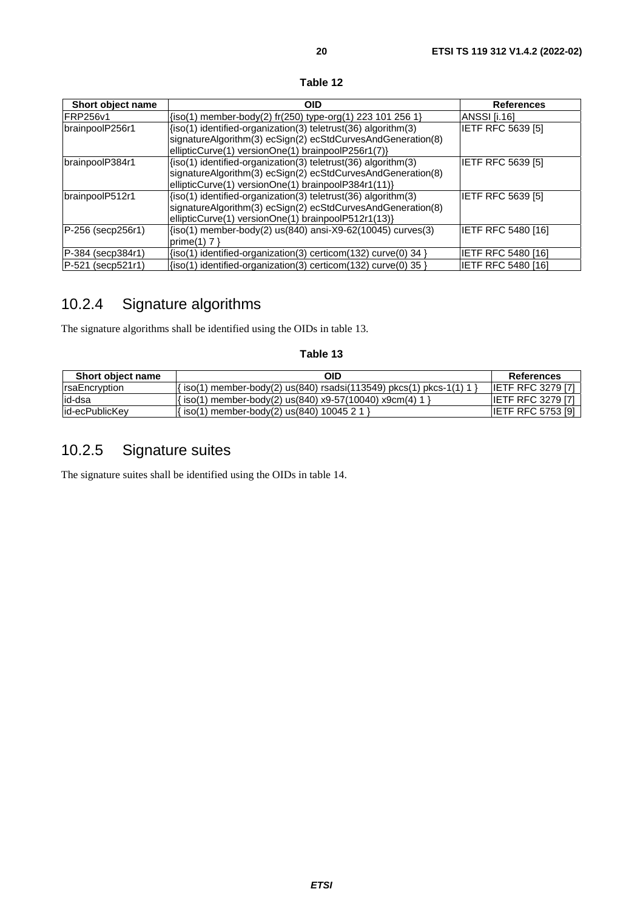**Table 12**

| Short object name | OID | References |
|---|---|---|
| FRP256v1 | {iso(1) member-body(2) fr(250) type-org(1) 223 101 256 1} | ANSSI [i.16] |
| brainpoolP256r1 | {iso(1) identified-organization(3) teletrust(36) algorithm(3) signatureAlgorithm(3) ecSign(2) ecStdCurvesAndGeneration(8) ellipticCurve(1) versionOne(1) brainpoolP256r1(7)} | IETF RFC 5639 [5] |
| brainpoolP384r1 | {iso(1) identified-organization(3) teletrust(36) algorithm(3) signatureAlgorithm(3) ecSign(2) ecStdCurvesAndGeneration(8) ellipticCurve(1) versionOne(1) brainpoolP384r1(11)} | IETF RFC 5639 [5] |
| brainpoolP512r1 | {iso(1) identified-organization(3) teletrust(36) algorithm(3) signatureAlgorithm(3) ecSign(2) ecStdCurvesAndGeneration(8) ellipticCurve(1) versionOne(1) brainpoolP512r1(13)} | IETF RFC 5639 [5] |
| P-256 (secp256r1) | {iso(1) member-body(2) us(840) ansi-X9-62(10045) curves(3) prime(1) 7 } | IETF RFC 5480 [16] |
| P-384 (secp384r1) | {iso(1) identified-organization(3) certicom(132) curve(0) 34 } | IETF RFC 5480 [16] |
| P-521 (secp521r1) | {iso(1) identified-organization(3) certicom(132) curve(0) 35 } | IETF RFC 5480 [16] |

## 10.2.4 Signature algorithms

The signature algorithms shall be identified using the OIDs in table 13.

**Table 13**

| Short object name | OID | References |
|---|---|---|
| rsaEncryption | { iso(1) member-body(2) us(840) rsadsi(113549) pkcs(1) pkcs-1(1) 1 } | IETF RFC 3279 [7] |
| id-dsa | { iso(1) member-body(2) us(840) x9-57(10040) x9cm(4) 1 } | IETF RFC 3279 [7] |
| id-ecPublicKey | { iso(1) member-body(2) us(840) 10045 2 1 } | IETF RFC 5753 [9] |

## 10.2.5 Signature suites

The signature suites shall be identified using the OIDs in table 14.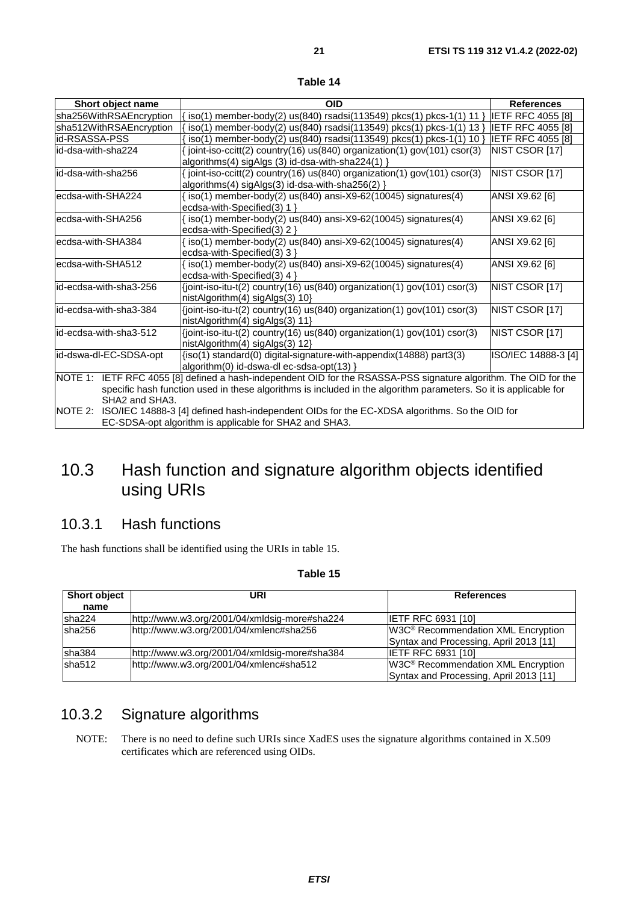**Table 14**

| Short object name | OID | References |
|---|---|---|
| sha256WithRSAEncryption | { iso(1) member-body(2) us(840) rsadsi(113549) pkcs(1) pkcs-1(1) 11 } | IETF RFC 4055 [8] |
| sha512WithRSAEncryption | { iso(1) member-body(2) us(840) rsadsi(113549) pkcs(1) pkcs-1(1) 13 } | IETF RFC 4055 [8] |
| id-RSASSA-PSS | { iso(1) member-body(2) us(840) rsadsi(113549) pkcs(1) pkcs-1(1) 10 } | IETF RFC 4055 [8] |
| id-dsa-with-sha224 | { joint-iso-ccitt(2) country(16) us(840) organization(1) gov(101) csor(3) algorithms(4) sigAlgs (3) id-dsa-with-sha224(1) } | NIST CSOR [17] |
| id-dsa-with-sha256 | { joint-iso-ccitt(2) country(16) us(840) organization(1) gov(101) csor(3) algorithms(4) sigAlgs(3) id-dsa-with-sha256(2) } | NIST CSOR [17] |
| ecdsa-with-SHA224 | { iso(1) member-body(2) us(840) ansi-X9-62(10045) signatures(4) ecdsa-with-Specified(3) 1 } | ANSI X9.62 [6] |
| ecdsa-with-SHA256 | { iso(1) member-body(2) us(840) ansi-X9-62(10045) signatures(4) ecdsa-with-Specified(3) 2 } | ANSI X9.62 [6] |
| ecdsa-with-SHA384 | { iso(1) member-body(2) us(840) ansi-X9-62(10045) signatures(4) ecdsa-with-Specified(3) 3 } | ANSI X9.62 [6] |
| ecdsa-with-SHA512 | { iso(1) member-body(2) us(840) ansi-X9-62(10045) signatures(4) ecdsa-with-Specified(3) 4 } | ANSI X9.62 [6] |
| id-ecdsa-with-sha3-256 | {joint-iso-itu-t(2) country(16) us(840) organization(1) gov(101) csor(3) nistAlgorithm(4) sigAlgs(3) 10} | NIST CSOR [17] |
| id-ecdsa-with-sha3-384 | {joint-iso-itu-t(2) country(16) us(840) organization(1) gov(101) csor(3) nistAlgorithm(4) sigAlgs(3) 11} | NIST CSOR [17] |
| id-ecdsa-with-sha3-512 | {joint-iso-itu-t(2) country(16) us(840) organization(1) gov(101) csor(3) nistAlgorithm(4) sigAlgs(3) 12} | NIST CSOR [17] |
| id-dswa-dl-EC-SDSA-opt | {iso(1) standard(0) digital-signature-with-appendix(14888) part3(3) algorithm(0) id-dswa-dl ec-sdsa-opt(13) } | ISO/IEC 14888-3 [4] |
| NOTE 1: IETF RFC 4055 [8] defined a hash-independent OID for the RSASSA-PSS signature algorithm. The OID for the specific hash function used in these algorithms is included in the algorithm parameters. So it is applicable for SHA2 and SHA3. | | |
| NOTE 2: ISO/IEC 14888-3 [4] defined hash-independent OIDs for the EC-XDSA algorithms. So the OID for EC-SDSA-opt algorithm is applicable for SHA2 and SHA3. | | |

## 10.3 Hash function and signature algorithm objects identified using URIs

### 10.3.1 Hash functions

The hash functions shall be identified using the URIs in table 15.

**Table 15**

| Short object name | URI | References |
|---|---|---|
| sha224 | http://www.w3.org/2001/04/xmldsig-more#sha224 | IETF RFC 6931 [10] |
| sha256 | http://www.w3.org/2001/04/xmlenc#sha256 | W3C® Recommendation XML Encryption Syntax and Processing, April 2013 [11] |
| sha384 | http://www.w3.org/2001/04/xmldsig-more#sha384 | IETF RFC 6931 [10] |
| sha512 | http://www.w3.org/2001/04/xmlenc#sha512 | W3C® Recommendation XML Encryption Syntax and Processing, April 2013 [11] |

### 10.3.2 Signature algorithms

NOTE: There is no need to define such URIs since XadES uses the signature algorithms contained in X.509 certificates which are referenced using OIDs.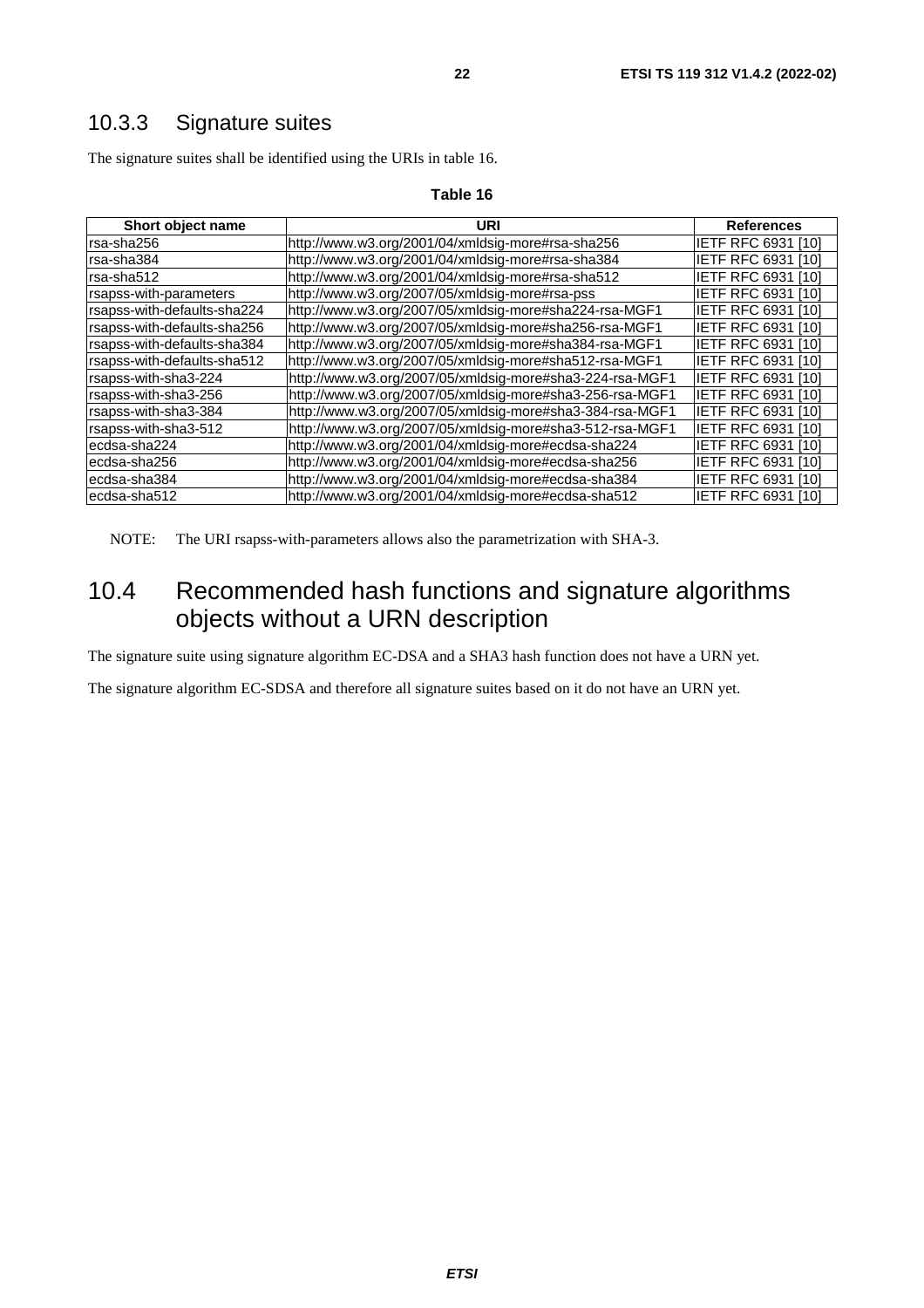### 10.3.3 Signature suites

The signature suites shall be identified using the URIs in table 16.

**Table 16**

| Short object name | URI | References |
|---|---|---|
| rsa-sha256 | http://www.w3.org/2001/04/xmldsig-more#rsa-sha256 | IETF RFC 6931 [10] |
| rsa-sha384 | http://www.w3.org/2001/04/xmldsig-more#rsa-sha384 | IETF RFC 6931 [10] |
| rsa-sha512 | http://www.w3.org/2001/04/xmldsig-more#rsa-sha512 | IETF RFC 6931 [10] |
| rsapss-with-parameters | http://www.w3.org/2007/05/xmldsig-more#rsa-pss | IETF RFC 6931 [10] |
| rsapss-with-defaults-sha224 | http://www.w3.org/2007/05/xmldsig-more#sha224-rsa-MGF1 | IETF RFC 6931 [10] |
| rsapss-with-defaults-sha256 | http://www.w3.org/2007/05/xmldsig-more#sha256-rsa-MGF1 | IETF RFC 6931 [10] |
| rsapss-with-defaults-sha384 | http://www.w3.org/2007/05/xmldsig-more#sha384-rsa-MGF1 | IETF RFC 6931 [10] |
| rsapss-with-defaults-sha512 | http://www.w3.org/2007/05/xmldsig-more#sha512-rsa-MGF1 | IETF RFC 6931 [10] |
| rsapss-with-sha3-224 | http://www.w3.org/2007/05/xmldsig-more#sha3-224-rsa-MGF1 | IETF RFC 6931 [10] |
| rsapss-with-sha3-256 | http://www.w3.org/2007/05/xmldsig-more#sha3-256-rsa-MGF1 | IETF RFC 6931 [10] |
| rsapss-with-sha3-384 | http://www.w3.org/2007/05/xmldsig-more#sha3-384-rsa-MGF1 | IETF RFC 6931 [10] |
| rsapss-with-sha3-512 | http://www.w3.org/2007/05/xmldsig-more#sha3-512-rsa-MGF1 | IETF RFC 6931 [10] |
| ecdsa-sha224 | http://www.w3.org/2001/04/xmldsig-more#ecdsa-sha224 | IETF RFC 6931 [10] |
| ecdsa-sha256 | http://www.w3.org/2001/04/xmldsig-more#ecdsa-sha256 | IETF RFC 6931 [10] |
| ecdsa-sha384 | http://www.w3.org/2001/04/xmldsig-more#ecdsa-sha384 | IETF RFC 6931 [10] |
| ecdsa-sha512 | http://www.w3.org/2001/04/xmldsig-more#ecdsa-sha512 | IETF RFC 6931 [10] |

NOTE: The URI rsapss-with-parameters allows also the parametrization with SHA-3.

## 10.4 Recommended hash functions and signature algorithms objects without a URN description

The signature suite using signature algorithm EC-DSA and a SHA3 hash function does not have a URN yet.

The signature algorithm EC-SDSA and therefore all signature suites based on it do not have an URN yet.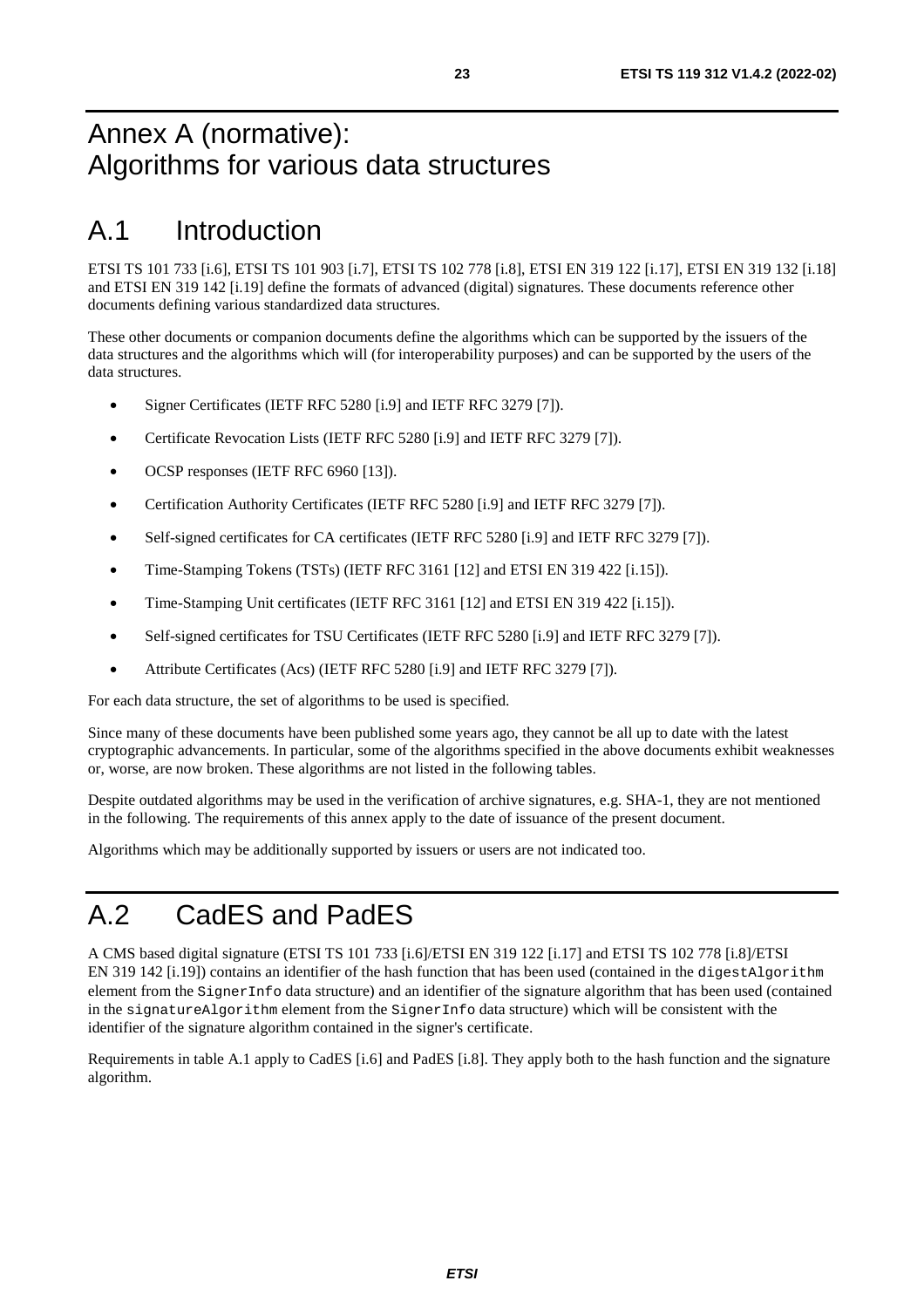# Annex A (normative): Algorithms for various data structures

## A.1 Introduction

ETSI TS 101 733 [i.6], ETSI TS 101 903 [i.7], ETSI TS 102 778 [i.8], ETSI EN 319 122 [i.17], ETSI EN 319 132 [i.18] and ETSI EN 319 142 [i.19] define the formats of advanced (digital) signatures. These documents reference other documents defining various standardized data structures.

These other documents or companion documents define the algorithms which can be supported by the issuers of the data structures and the algorithms which will (for interoperability purposes) and can be supported by the users of the data structures.

- Signer Certificates (IETF RFC 5280 [i.9] and IETF RFC 3279 [7]).
- Certificate Revocation Lists (IETF RFC 5280 [i.9] and IETF RFC 3279 [7]).
- OCSP responses (IETF RFC 6960 [13]).
- Certification Authority Certificates (IETF RFC 5280 [i.9] and IETF RFC 3279 [7]).
- Self-signed certificates for CA certificates (IETF RFC 5280 [i.9] and IETF RFC 3279 [7]).
- Time-Stamping Tokens (TSTs) (IETF RFC 3161 [12] and ETSI EN 319 422 [i.15]).
- Time-Stamping Unit certificates (IETF RFC 3161 [12] and ETSI EN 319 422 [i.15]).
- Self-signed certificates for TSU Certificates (IETF RFC 5280 [i.9] and IETF RFC 3279 [7]).
- Attribute Certificates (Acs) (IETF RFC 5280 [i.9] and IETF RFC 3279 [7]).

For each data structure, the set of algorithms to be used is specified.

Since many of these documents have been published some years ago, they cannot be all up to date with the latest cryptographic advancements. In particular, some of the algorithms specified in the above documents exhibit weaknesses or, worse, are now broken. These algorithms are not listed in the following tables.

Despite outdated algorithms may be used in the verification of archive signatures, e.g. SHA-1, they are not mentioned in the following. The requirements of this annex apply to the date of issuance of the present document.

Algorithms which may be additionally supported by issuers or users are not indicated too.

## A.2 CadES and PadES

A CMS based digital signature (ETSI TS 101 733 [i.6]/ETSI EN 319 122 [i.17] and ETSI TS 102 778 [i.8]/ETSI EN 319 142 [i.19]) contains an identifier of the hash function that has been used (contained in the `digestAlgorithm` element from the `SignerInfo` data structure) and an identifier of the signature algorithm that has been used (contained in the `signatureAlgorithm` element from the `SignerInfo` data structure) which will be consistent with the identifier of the signature algorithm contained in the signer's certificate.

Requirements in table A.1 apply to CadES [i.6] and PadES [i.8]. They apply both to the hash function and the signature algorithm.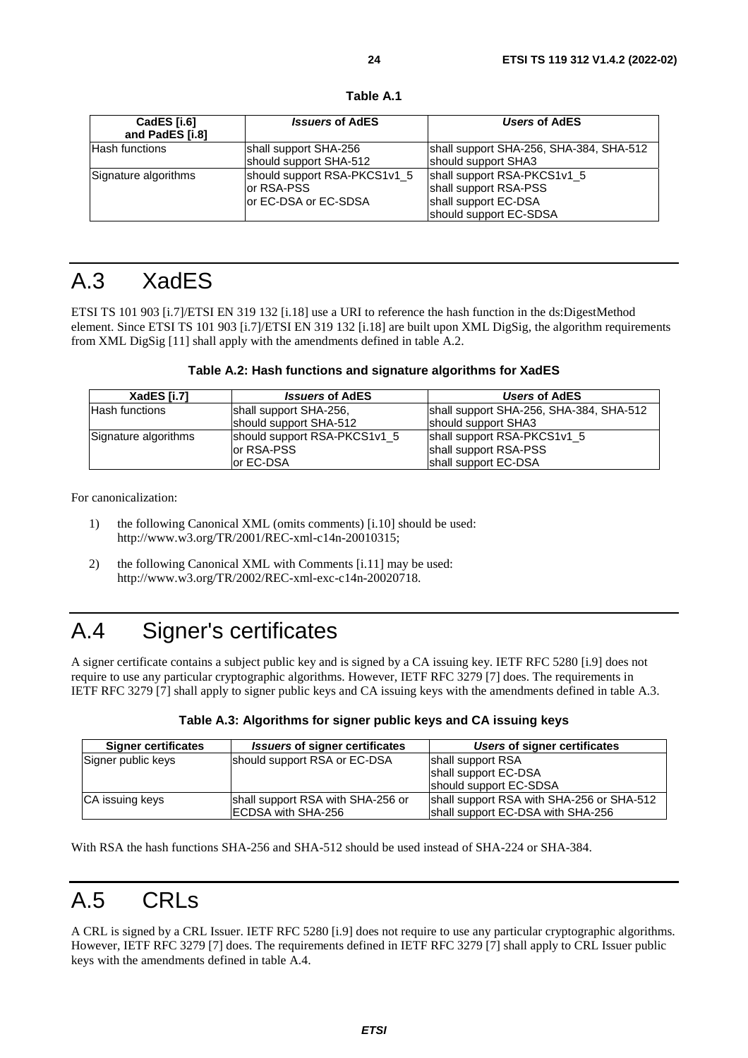**Table A.1**

| CadES [i.6] and PadES [i.8] | *Issuers* of AdES | *Users* of AdES |
|---|---|---|
| Hash functions | shall support SHA-256<br>should support SHA-512 | shall support SHA-256, SHA-384, SHA-512<br>should support SHA3 |
| Signature algorithms | should support RSA-PKCS1v1_5<br>or RSA-PSS<br>or EC-DSA or EC-SDSA | shall support RSA-PKCS1v1_5<br>shall support RSA-PSS<br>shall support EC-DSA<br>should support EC-SDSA |

# A.3 XadES

ETSI TS 101 903 [i.7]/ETSI EN 319 132 [i.18] use a URI to reference the hash function in the ds:DigestMethod element. Since ETSI TS 101 903 [i.7]/ETSI EN 319 132 [i.18] are built upon XML DigSig, the algorithm requirements from XML DigSig [11] shall apply with the amendments defined in table A.2.

**Table A.2: Hash functions and signature algorithms for XadES**

| XadES [i.7] | *Issuers* of AdES | *Users* of AdES |
|---|---|---|
| Hash functions | shall support SHA-256,<br>should support SHA-512 | shall support SHA-256, SHA-384, SHA-512<br>should support SHA3 |
| Signature algorithms | should support RSA-PKCS1v1_5<br>or RSA-PSS<br>or EC-DSA | shall support RSA-PKCS1v1_5<br>shall support RSA-PSS<br>shall support EC-DSA |

For canonicalization:

1) the following Canonical XML (omits comments) [i.10] should be used: http://www.w3.org/TR/2001/REC-xml-c14n-20010315;

2) the following Canonical XML with Comments [i.11] may be used: http://www.w3.org/TR/2002/REC-xml-exc-c14n-20020718.

# A.4 Signer's certificates

A signer certificate contains a subject public key and is signed by a CA issuing key. IETF RFC 5280 [i.9] does not require to use any particular cryptographic algorithms. However, IETF RFC 3279 [7] does. The requirements in IETF RFC 3279 [7] shall apply to signer public keys and CA issuing keys with the amendments defined in table A.3.

**Table A.3: Algorithms for signer public keys and CA issuing keys**

| Signer certificates | *Issuers* of signer certificates | *Users* of signer certificates |
|---|---|---|
| Signer public keys | should support RSA or EC-DSA | shall support RSA<br>shall support EC-DSA<br>should support EC-SDSA |
| CA issuing keys | shall support RSA with SHA-256 or<br>ECDSA with SHA-256 | shall support RSA with SHA-256 or SHA-512<br>shall support EC-DSA with SHA-256 |

With RSA the hash functions SHA-256 and SHA-512 should be used instead of SHA-224 or SHA-384.

# A.5 CRLs

A CRL is signed by a CRL Issuer. IETF RFC 5280 [i.9] does not require to use any particular cryptographic algorithms. However, IETF RFC 3279 [7] does. The requirements defined in IETF RFC 3279 [7] shall apply to CRL Issuer public keys with the amendments defined in table A.4.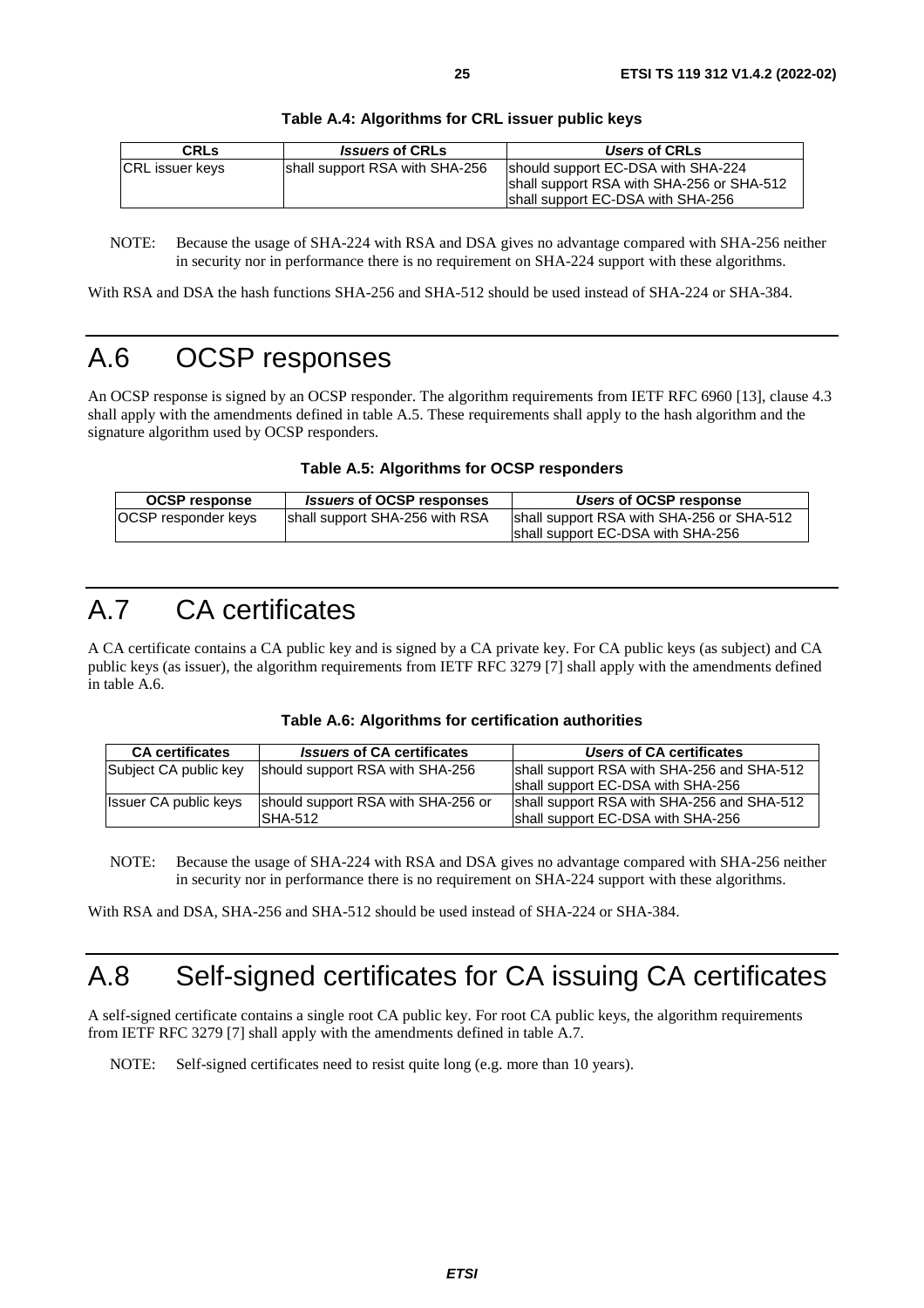**Table A.4: Algorithms for CRL issuer public keys**

| CRLs | *Issuers* of CRLs | *Users* of CRLs |
| --- | --- | --- |
| CRL issuer keys | shall support RSA with SHA-256 | should support EC-DSA with SHA-224<br>shall support RSA with SHA-256 or SHA-512<br>shall support EC-DSA with SHA-256 |

NOTE: Because the usage of SHA-224 with RSA and DSA gives no advantage compared with SHA-256 neither in security nor in performance there is no requirement on SHA-224 support with these algorithms.

With RSA and DSA the hash functions SHA-256 and SHA-512 should be used instead of SHA-224 or SHA-384.

# A.6 OCSP responses

An OCSP response is signed by an OCSP responder. The algorithm requirements from IETF RFC 6960 [13], clause 4.3 shall apply with the amendments defined in table A.5. These requirements shall apply to the hash algorithm and the signature algorithm used by OCSP responders.

**Table A.5: Algorithms for OCSP responders**

| OCSP response | *Issuers* of OCSP responses | *Users* of OCSP response |
| --- | --- | --- |
| OCSP responder keys | shall support SHA-256 with RSA | shall support RSA with SHA-256 or SHA-512<br>shall support EC-DSA with SHA-256 |

# A.7 CA certificates

A CA certificate contains a CA public key and is signed by a CA private key. For CA public keys (as subject) and CA public keys (as issuer), the algorithm requirements from IETF RFC 3279 [7] shall apply with the amendments defined in table A.6.

**Table A.6: Algorithms for certification authorities**

| CA certificates | *Issuers* of CA certificates | *Users* of CA certificates |
| --- | --- | --- |
| Subject CA public key | should support RSA with SHA-256 | shall support RSA with SHA-256 and SHA-512<br>shall support EC-DSA with SHA-256 |
| Issuer CA public keys | should support RSA with SHA-256 or SHA-512 | shall support RSA with SHA-256 and SHA-512<br>shall support EC-DSA with SHA-256 |

NOTE: Because the usage of SHA-224 with RSA and DSA gives no advantage compared with SHA-256 neither in security nor in performance there is no requirement on SHA-224 support with these algorithms.

With RSA and DSA, SHA-256 and SHA-512 should be used instead of SHA-224 or SHA-384.

# A.8 Self-signed certificates for CA issuing CA certificates

A self-signed certificate contains a single root CA public key. For root CA public keys, the algorithm requirements from IETF RFC 3279 [7] shall apply with the amendments defined in table A.7.

NOTE: Self-signed certificates need to resist quite long (e.g. more than 10 years).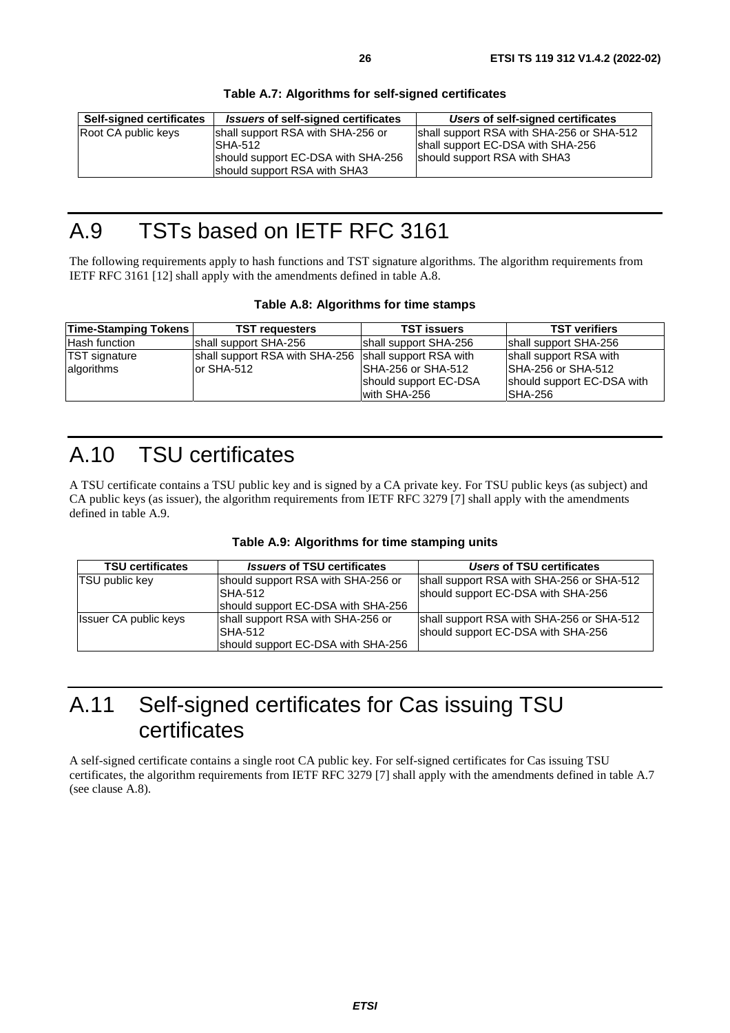**Table A.7: Algorithms for self-signed certificates**

| Self-signed certificates | *Issuers* of self-signed certificates | *Users* of self-signed certificates |
|---|---|---|
| Root CA public keys | shall support RSA with SHA-256 or SHA-512<br>should support EC-DSA with SHA-256<br>should support RSA with SHA3 | shall support RSA with SHA-256 or SHA-512<br>shall support EC-DSA with SHA-256<br>should support RSA with SHA3 |

# A.9 TSTs based on IETF RFC 3161

The following requirements apply to hash functions and TST signature algorithms. The algorithm requirements from IETF RFC 3161 [12] shall apply with the amendments defined in table A.8.

**Table A.8: Algorithms for time stamps**

| Time-Stamping Tokens | TST requesters | TST issuers | TST verifiers |
|---|---|---|---|
| Hash function | shall support SHA-256 | shall support SHA-256 | shall support SHA-256 |
| TST signature algorithms | shall support RSA with SHA-256 or SHA-512 | shall support RSA with SHA-256 or SHA-512<br>should support EC-DSA with SHA-256 | shall support RSA with SHA-256 or SHA-512<br>should support EC-DSA with SHA-256 |

# A.10 TSU certificates

A TSU certificate contains a TSU public key and is signed by a CA private key. For TSU public keys (as subject) and CA public keys (as issuer), the algorithm requirements from IETF RFC 3279 [7] shall apply with the amendments defined in table A.9.

**Table A.9: Algorithms for time stamping units**

| TSU certificates | *Issuers* of TSU certificates | *Users* of TSU certificates |
|---|---|---|
| TSU public key | should support RSA with SHA-256 or SHA-512<br>should support EC-DSA with SHA-256 | shall support RSA with SHA-256 or SHA-512<br>should support EC-DSA with SHA-256 |
| Issuer CA public keys | shall support RSA with SHA-256 or SHA-512<br>should support EC-DSA with SHA-256 | shall support RSA with SHA-256 or SHA-512<br>should support EC-DSA with SHA-256 |

# A.11 Self-signed certificates for Cas issuing TSU certificates

A self-signed certificate contains a single root CA public key. For self-signed certificates for Cas issuing TSU certificates, the algorithm requirements from IETF RFC 3279 [7] shall apply with the amendments defined in table A.7 (see clause A.8).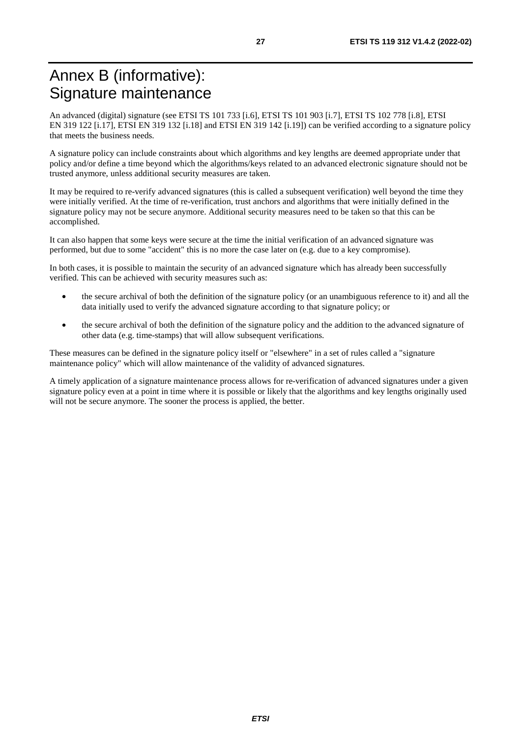# Annex B (informative): Signature maintenance

An advanced (digital) signature (see ETSI TS 101 733 [i.6], ETSI TS 101 903 [i.7], ETSI TS 102 778 [i.8], ETSI EN 319 122 [i.17], ETSI EN 319 132 [i.18] and ETSI EN 319 142 [i.19]) can be verified according to a signature policy that meets the business needs.

A signature policy can include constraints about which algorithms and key lengths are deemed appropriate under that policy and/or define a time beyond which the algorithms/keys related to an advanced electronic signature should not be trusted anymore, unless additional security measures are taken.

It may be required to re-verify advanced signatures (this is called a subsequent verification) well beyond the time they were initially verified. At the time of re-verification, trust anchors and algorithms that were initially defined in the signature policy may not be secure anymore. Additional security measures need to be taken so that this can be accomplished.

It can also happen that some keys were secure at the time the initial verification of an advanced signature was performed, but due to some "accident" this is no more the case later on (e.g. due to a key compromise).

In both cases, it is possible to maintain the security of an advanced signature which has already been successfully verified. This can be achieved with security measures such as:

- the secure archival of both the definition of the signature policy (or an unambiguous reference to it) and all the data initially used to verify the advanced signature according to that signature policy; or
- the secure archival of both the definition of the signature policy and the addition to the advanced signature of other data (e.g. time-stamps) that will allow subsequent verifications.

These measures can be defined in the signature policy itself or "elsewhere" in a set of rules called a "signature maintenance policy" which will allow maintenance of the validity of advanced signatures.

A timely application of a signature maintenance process allows for re-verification of advanced signatures under a given signature policy even at a point in time where it is possible or likely that the algorithms and key lengths originally used will not be secure anymore. The sooner the process is applied, the better.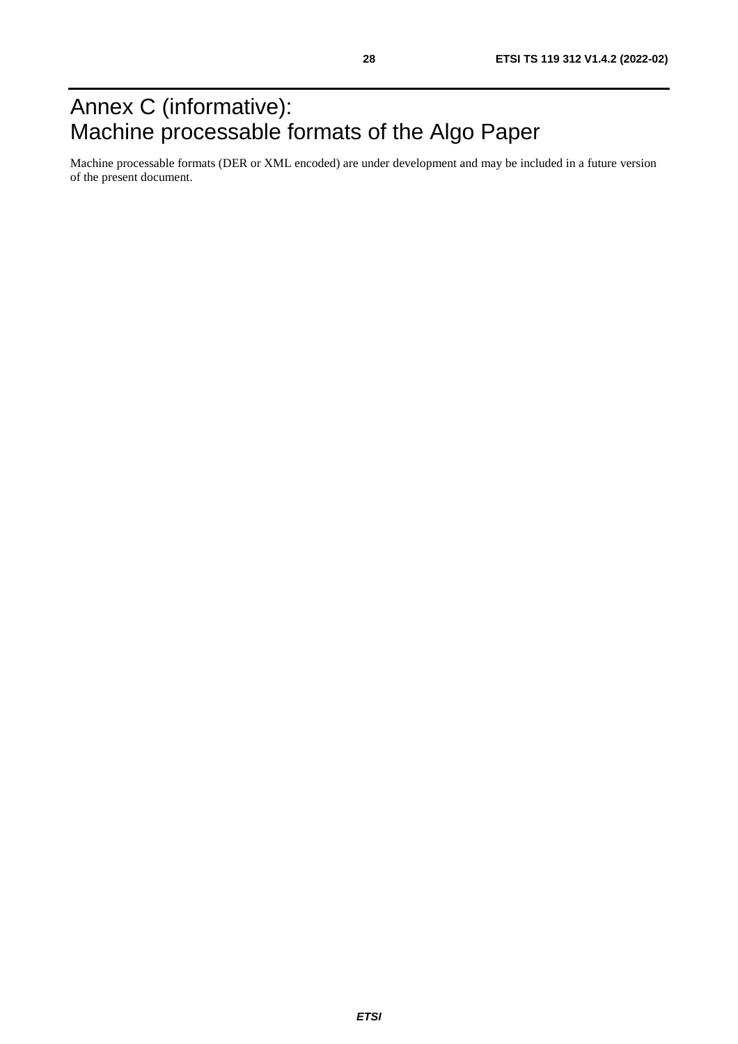# Annex C (informative): Machine processable formats of the Algo Paper

Machine processable formats (DER or XML encoded) are under development and may be included in a future version of the present document.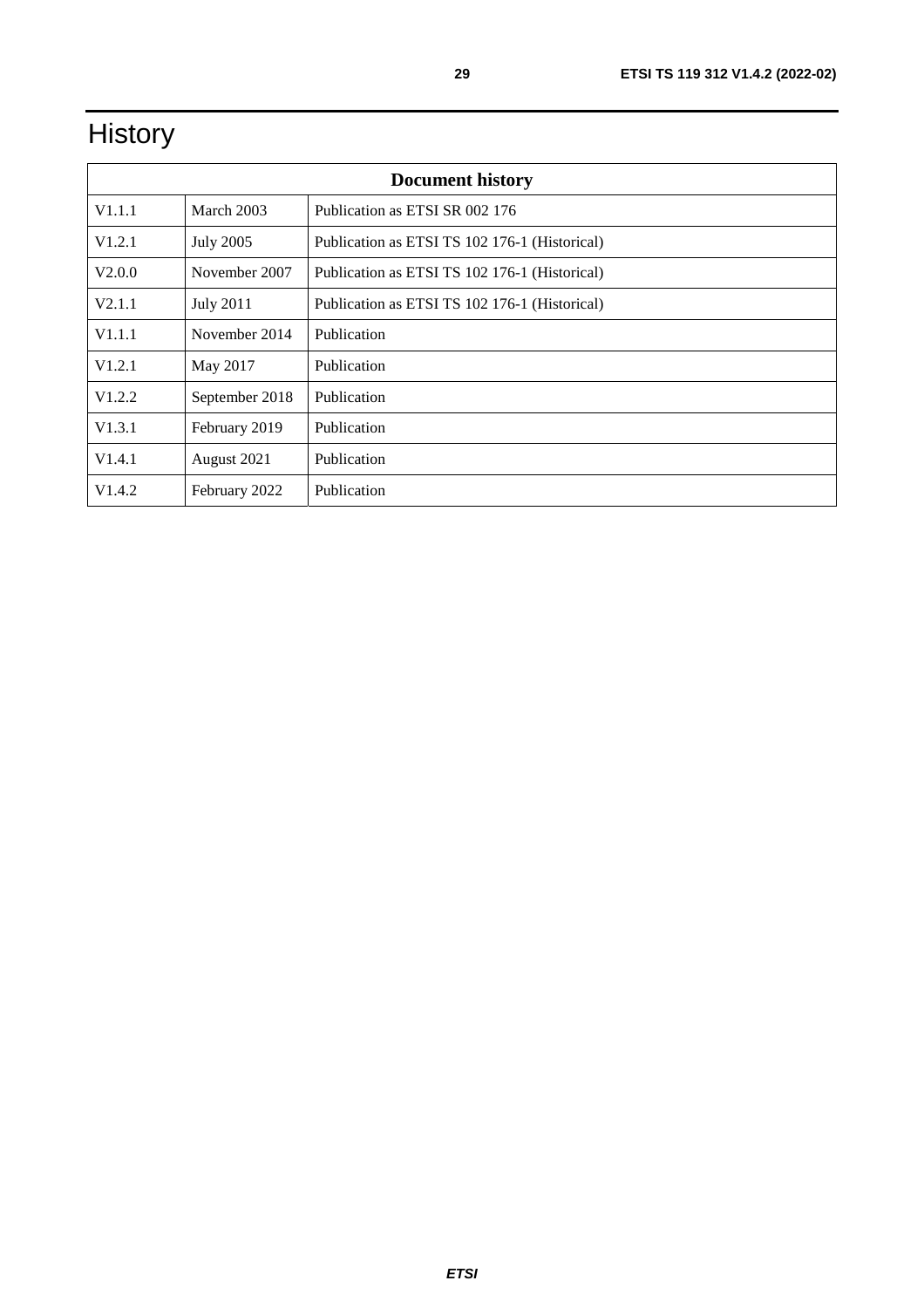# History

| Document history | | |
|---|---|---|
| V1.1.1 | March 2003 | Publication as ETSI SR 002 176 |
| V1.2.1 | July 2005 | Publication as ETSI TS 102 176-1 (Historical) |
| V2.0.0 | November 2007 | Publication as ETSI TS 102 176-1 (Historical) |
| V2.1.1 | July 2011 | Publication as ETSI TS 102 176-1 (Historical) |
| V1.1.1 | November 2014 | Publication |
| V1.2.1 | May 2017 | Publication |
| V1.2.2 | September 2018 | Publication |
| V1.3.1 | February 2019 | Publication |
| V1.4.1 | August 2021 | Publication |
| V1.4.2 | February 2022 | Publication |